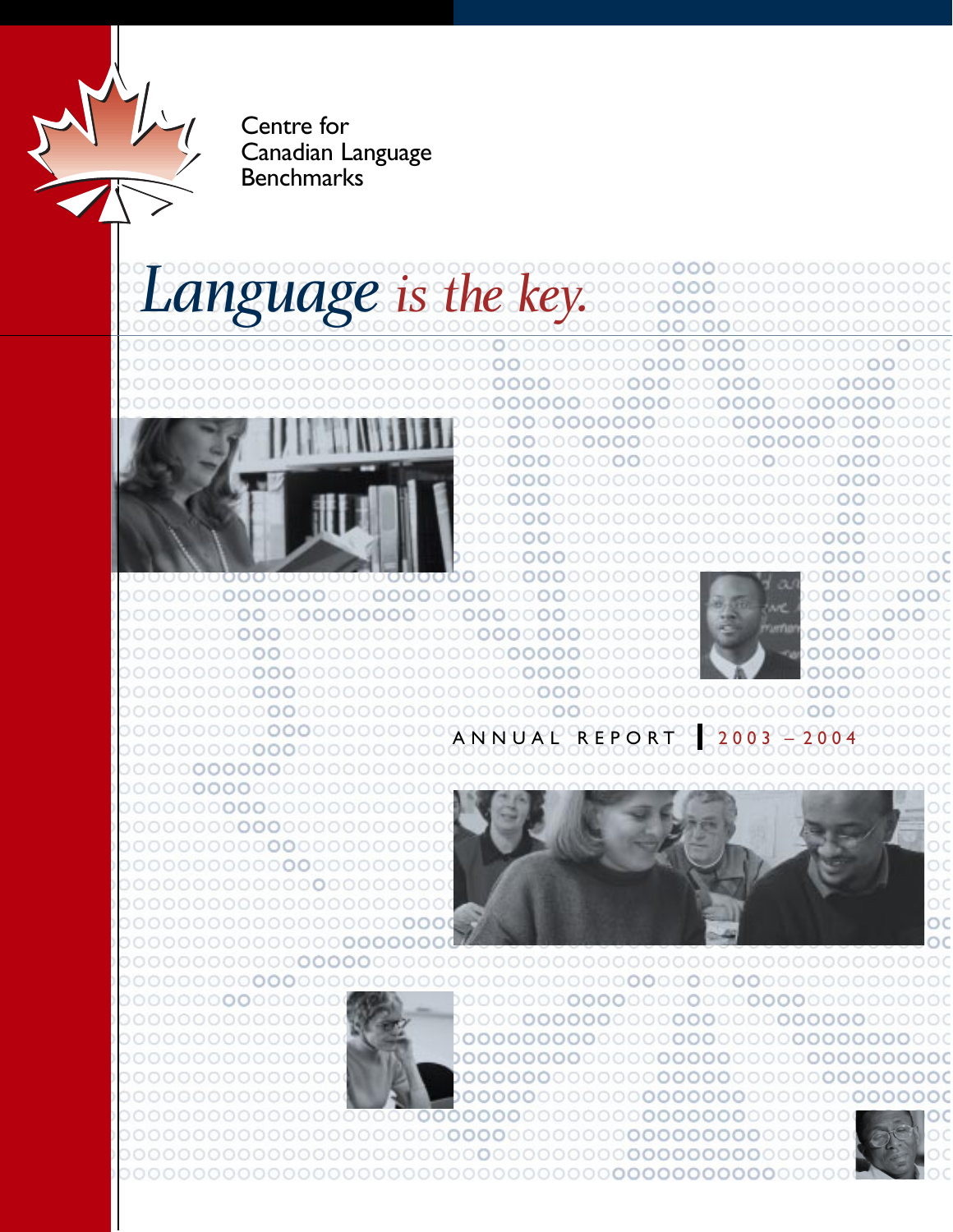Centre for
Canadian Language
Benchmarks

# *Language is the key.*

ANNUAL REPORT | 2003 – 2004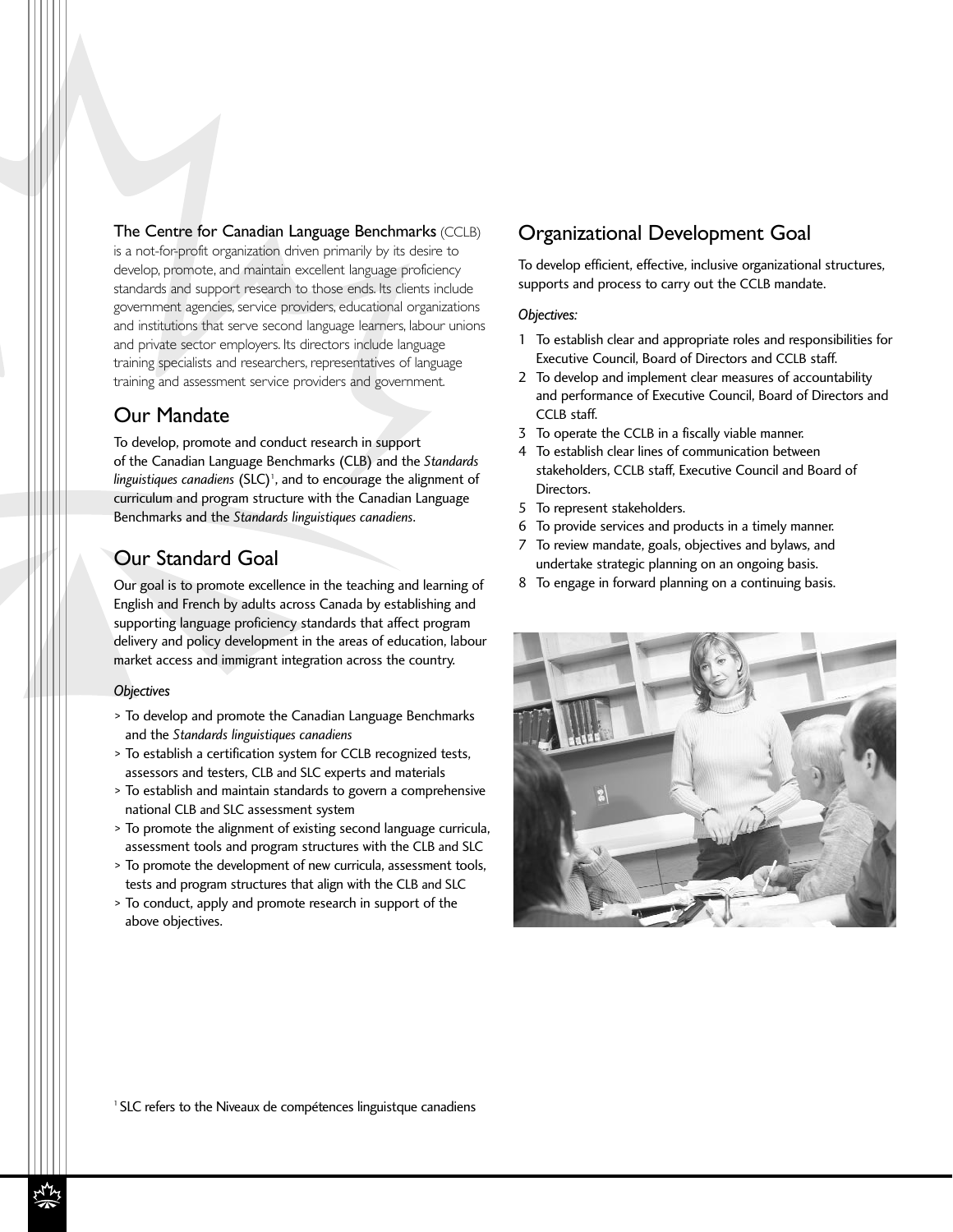The Centre for Canadian Language Benchmarks (CCLB) is a not-for-profit organization driven primarily by its desire to develop, promote, and maintain excellent language proficiency standards and support research to those ends. Its clients include government agencies, service providers, educational organizations and institutions that serve second language learners, labour unions and private sector employers. Its directors include language training specialists and researchers, representatives of language training and assessment service providers and government.

## Our Mandate

To develop, promote and conduct research in support of the Canadian Language Benchmarks (CLB) and the *Standards linguistiques canadiens* (SLC)[1], and to encourage the alignment of curriculum and program structure with the Canadian Language Benchmarks and the *Standards linguistiques canadiens*.

## Our Standard Goal

Our goal is to promote excellence in the teaching and learning of English and French by adults across Canada by establishing and supporting language proficiency standards that affect program delivery and policy development in the areas of education, labour market access and immigrant integration across the country.

*Objectives*

> To develop and promote the Canadian Language Benchmarks and the *Standards linguistiques canadiens*
> To establish a certification system for CCLB recognized tests, assessors and testers, CLB and SLC experts and materials
> To establish and maintain standards to govern a comprehensive national CLB and SLC assessment system
> To promote the alignment of existing second language curricula, assessment tools and program structures with the CLB and SLC
> To promote the development of new curricula, assessment tools, tests and program structures that align with the CLB and SLC
> To conduct, apply and promote research in support of the above objectives.

## Organizational Development Goal

To develop efficient, effective, inclusive organizational structures, supports and process to carry out the CCLB mandate.

*Objectives:*

1. To establish clear and appropriate roles and responsibilities for Executive Council, Board of Directors and CCLB staff.
2. To develop and implement clear measures of accountability and performance of Executive Council, Board of Directors and CCLB staff.
3. To operate the CCLB in a fiscally viable manner.
4. To establish clear lines of communication between stakeholders, CCLB staff, Executive Council and Board of Directors.
5. To represent stakeholders.
6. To provide services and products in a timely manner.
7. To review mandate, goals, objectives and bylaws, and undertake strategic planning on an ongoing basis.
8. To engage in forward planning on a continuing basis.

[1] SLC refers to the Niveaux de compétences linguistque canadiens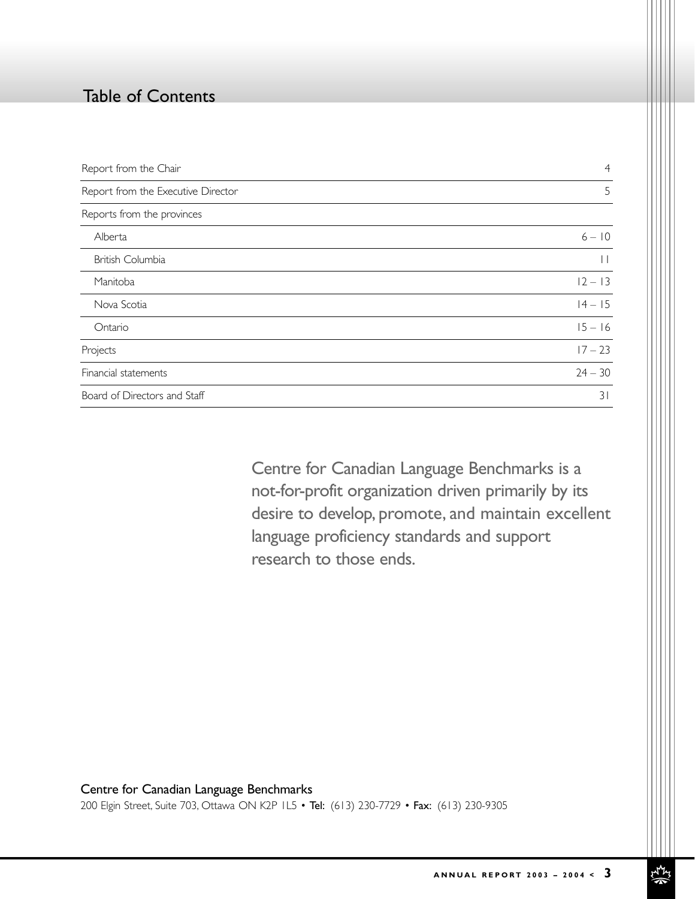# Table of Contents

| Section | Page |
|---|---|
| Report from the Chair | 4 |
| Report from the Executive Director | 5 |
| Reports from the provinces | |
| Alberta | 6 – 10 |
| British Columbia | 11 |
| Manitoba | 12 – 13 |
| Nova Scotia | 14 – 15 |
| Ontario | 15 – 16 |
| Projects | 17 – 23 |
| Financial statements | 24 – 30 |
| Board of Directors and Staff | 31 |

Centre for Canadian Language Benchmarks is a not-for-profit organization driven primarily by its desire to develop, promote, and maintain excellent language proficiency standards and support research to those ends.

**Centre for Canadian Language Benchmarks**
200 Elgin Street, Suite 703, Ottawa ON K2P 1L5 • **Tel:** (613) 230-7729 • **Fax:** (613) 230-9305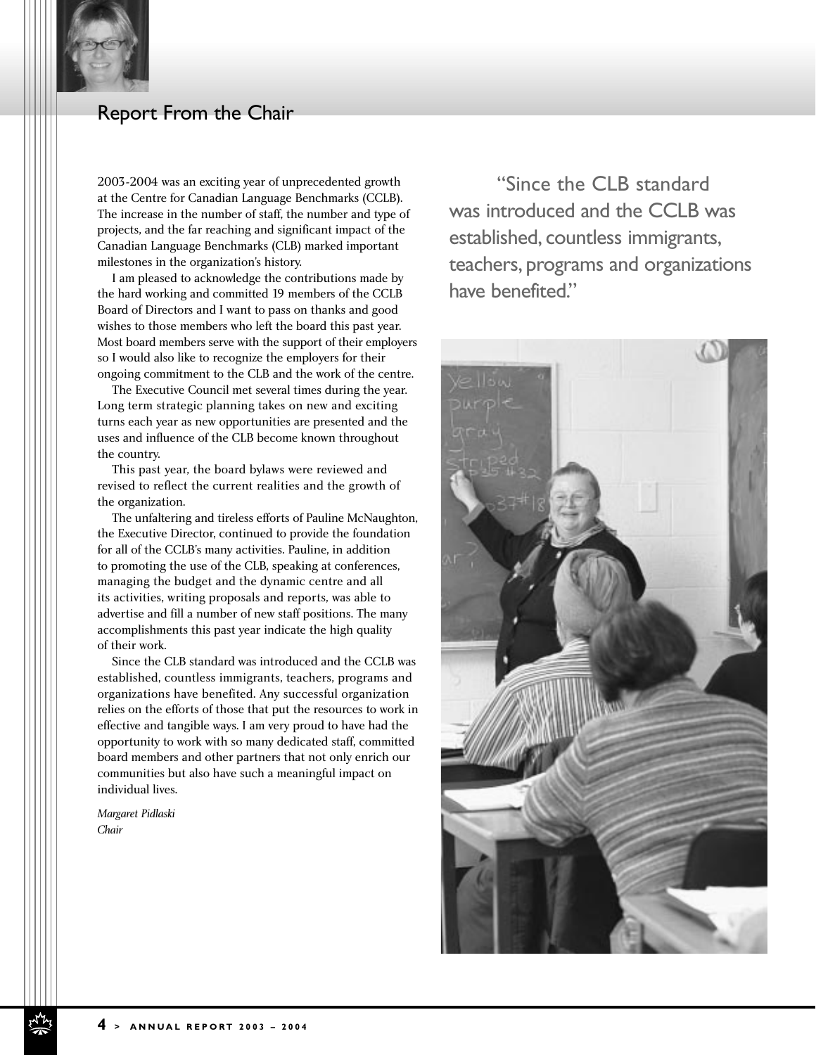## Report From the Chair

2003-2004 was an exciting year of unprecedented growth at the Centre for Canadian Language Benchmarks (CCLB). The increase in the number of staff, the number and type of projects, and the far reaching and significant impact of the Canadian Language Benchmarks (CLB) marked important milestones in the organization's history.

I am pleased to acknowledge the contributions made by the hard working and committed 19 members of the CCLB Board of Directors and I want to pass on thanks and good wishes to those members who left the board this past year. Most board members serve with the support of their employers so I would also like to recognize the employers for their ongoing commitment to the CLB and the work of the centre.

The Executive Council met several times during the year. Long term strategic planning takes on new and exciting turns each year as new opportunities are presented and the uses and influence of the CLB become known throughout the country.

This past year, the board bylaws were reviewed and revised to reflect the current realities and the growth of the organization.

The unfaltering and tireless efforts of Pauline McNaughton, the Executive Director, continued to provide the foundation for all of the CCLB's many activities. Pauline, in addition to promoting the use of the CLB, speaking at conferences, managing the budget and the dynamic centre and all its activities, writing proposals and reports, was able to advertise and fill a number of new staff positions. The many accomplishments this past year indicate the high quality of their work.

Since the CLB standard was introduced and the CCLB was established, countless immigrants, teachers, programs and organizations have benefited. Any successful organization relies on the efforts of those that put the resources to work in effective and tangible ways. I am very proud to have had the opportunity to work with so many dedicated staff, committed board members and other partners that not only enrich our communities but also have such a meaningful impact on individual lives.

*Margaret Pidlaski*
*Chair*

> "Since the CLB standard was introduced and the CCLB was established, countless immigrants, teachers, programs and organizations have benefited."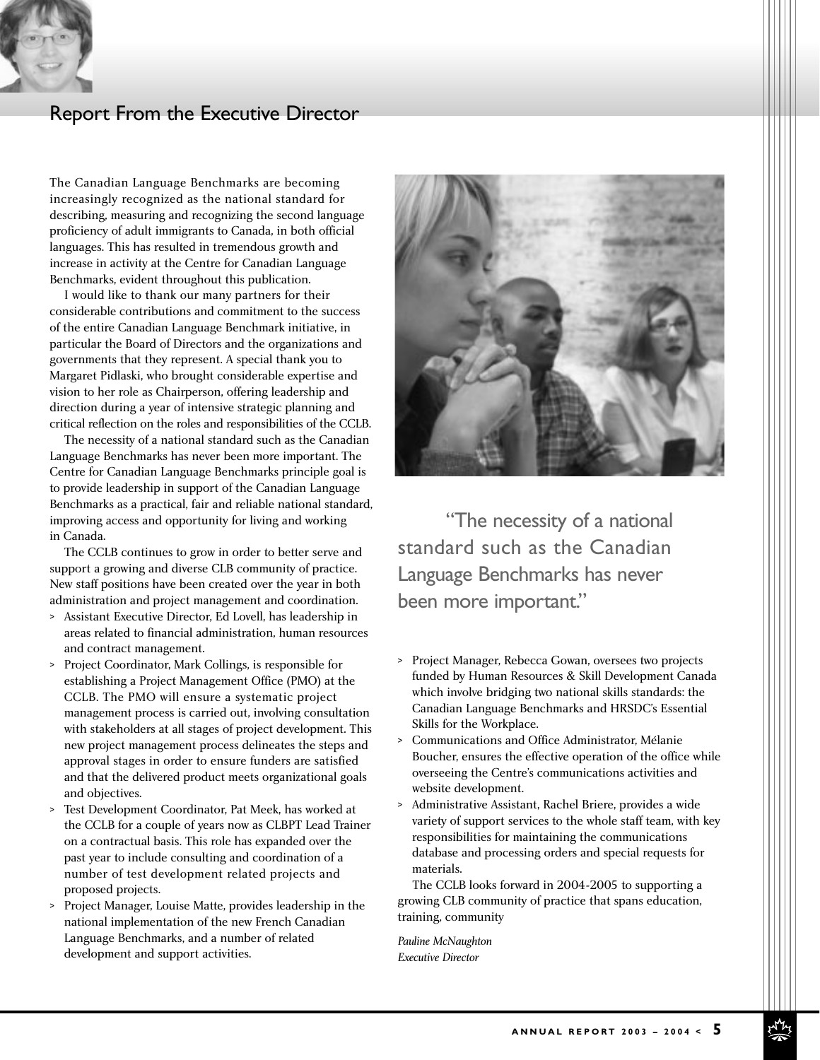## Report From the Executive Director

The Canadian Language Benchmarks are becoming increasingly recognized as the national standard for describing, measuring and recognizing the second language proficiency of adult immigrants to Canada, in both official languages. This has resulted in tremendous growth and increase in activity at the Centre for Canadian Language Benchmarks, evident throughout this publication.

I would like to thank our many partners for their considerable contributions and commitment to the success of the entire Canadian Language Benchmark initiative, in particular the Board of Directors and the organizations and governments that they represent. A special thank you to Margaret Pidlaski, who brought considerable expertise and vision to her role as Chairperson, offering leadership and direction during a year of intensive strategic planning and critical reflection on the roles and responsibilities of the CCLB.

The necessity of a national standard such as the Canadian Language Benchmarks has never been more important. The Centre for Canadian Language Benchmarks principle goal is to provide leadership in support of the Canadian Language Benchmarks as a practical, fair and reliable national standard, improving access and opportunity for living and working in Canada.

The CCLB continues to grow in order to better serve and support a growing and diverse CLB community of practice. New staff positions have been created over the year in both administration and project management and coordination.

- Assistant Executive Director, Ed Lovell, has leadership in areas related to financial administration, human resources and contract management.
- Project Coordinator, Mark Collings, is responsible for establishing a Project Management Office (PMO) at the CCLB. The PMO will ensure a systematic project management process is carried out, involving consultation with stakeholders at all stages of project development. This new project management process delineates the steps and approval stages in order to ensure funders are satisfied and that the delivered product meets organizational goals and objectives.
- Test Development Coordinator, Pat Meek, has worked at the CCLB for a couple of years now as CLBPT Lead Trainer on a contractual basis. This role has expanded over the past year to include consulting and coordination of a number of test development related projects and proposed projects.
- Project Manager, Louise Matte, provides leadership in the national implementation of the new French Canadian Language Benchmarks, and a number of related development and support activities.

> "The necessity of a national standard such as the Canadian Language Benchmarks has never been more important."

- Project Manager, Rebecca Gowan, oversees two projects funded by Human Resources & Skill Development Canada which involve bridging two national skills standards: the Canadian Language Benchmarks and HRSDC's Essential Skills for the Workplace.
- Communications and Office Administrator, Mélanie Boucher, ensures the effective operation of the office while overseeing the Centre's communications activities and website development.
- Administrative Assistant, Rachel Briere, provides a wide variety of support services to the whole staff team, with key responsibilities for maintaining the communications database and processing orders and special requests for materials.

The CCLB looks forward in 2004-2005 to supporting a growing CLB community of practice that spans education, training, community

*Pauline McNaughton*
*Executive Director*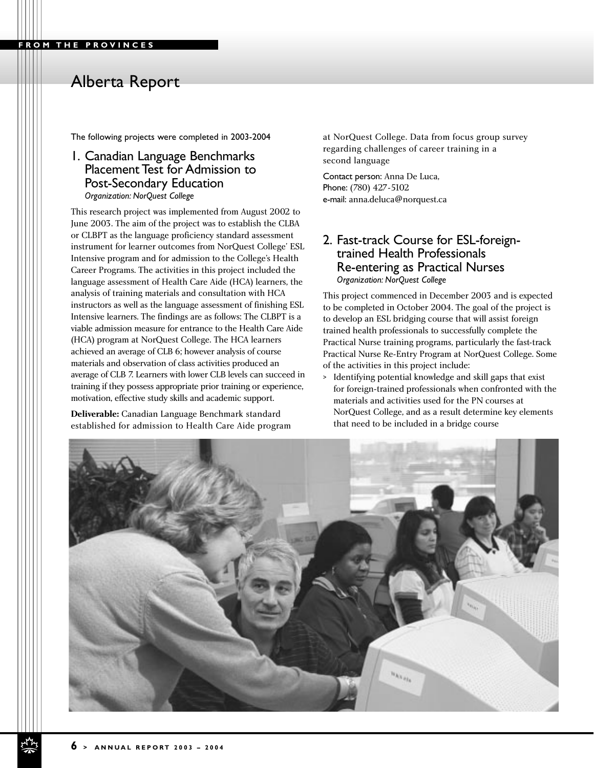# Alberta Report

The following projects were completed in 2003-2004

## 1. Canadian Language Benchmarks Placement Test for Admission to Post-Secondary Education

*Organization: NorQuest College*

This research project was implemented from August 2002 to June 2003. The aim of the project was to establish the CLBA or CLBPT as the language proficiency standard assessment instrument for learner outcomes from NorQuest College' ESL Intensive program and for admission to the College's Health Career Programs. The activities in this project included the language assessment of Health Care Aide (HCA) learners, the analysis of training materials and consultation with HCA instructors as well as the language assessment of finishing ESL Intensive learners. The findings are as follows: The CLBPT is a viable admission measure for entrance to the Health Care Aide (HCA) program at NorQuest College. The HCA learners achieved an average of CLB 6; however analysis of course materials and observation of class activities produced an average of CLB 7. Learners with lower CLB levels can succeed in training if they possess appropriate prior training or experience, motivation, effective study skills and academic support.

**Deliverable:** Canadian Language Benchmark standard established for admission to Health Care Aide program at NorQuest College. Data from focus group survey regarding challenges of career training in a second language

Contact person: Anna De Luca,
Phone: (780) 427-5102
e-mail: anna.deluca@norquest.ca

## 2. Fast-track Course for ESL-foreign-trained Health Professionals Re-entering as Practical Nurses

*Organization: NorQuest College*

This project commenced in December 2003 and is expected to be completed in October 2004. The goal of the project is to develop an ESL bridging course that will assist foreign trained health professionals to successfully complete the Practical Nurse training programs, particularly the fast-track Practical Nurse Re-Entry Program at NorQuest College. Some of the activities in this project include:

- Identifying potential knowledge and skill gaps that exist for foreign-trained professionals when confronted with the materials and activities used for the PN courses at NorQuest College, and as a result determine key elements that need to be included in a bridge course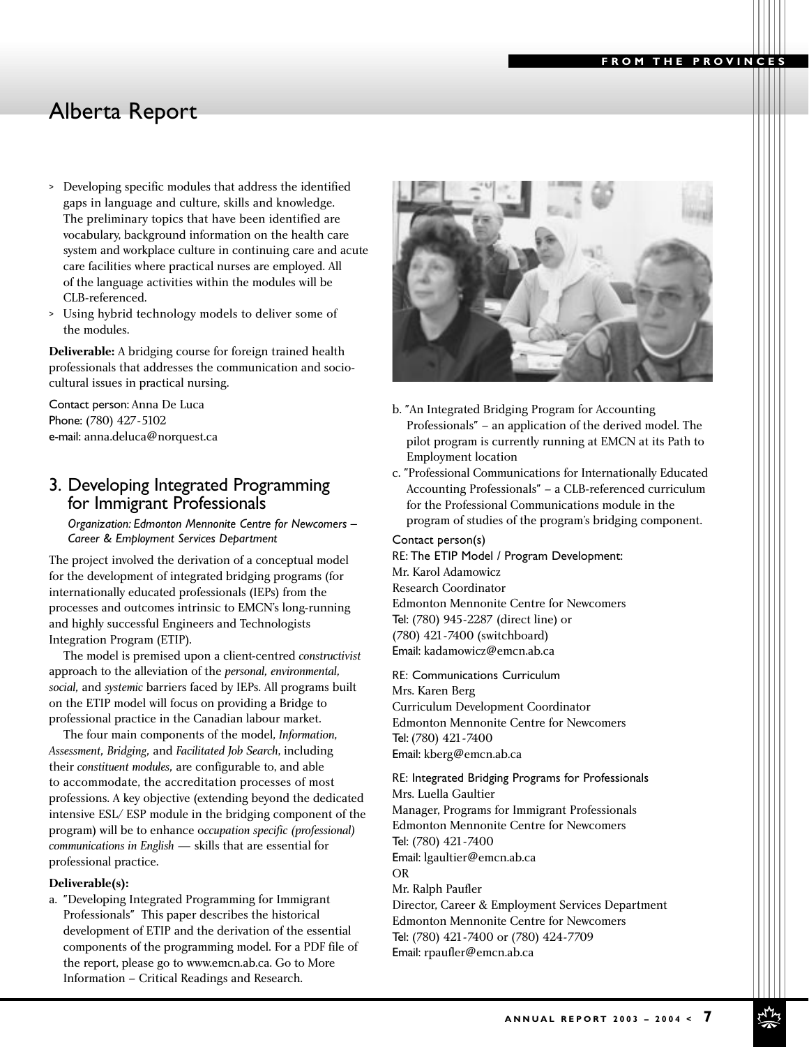# Alberta Report

- Developing specific modules that address the identified gaps in language and culture, skills and knowledge. The preliminary topics that have been identified are vocabulary, background information on the health care system and workplace culture in continuing care and acute care facilities where practical nurses are employed. All of the language activities within the modules will be CLB-referenced.
- Using hybrid technology models to deliver some of the modules.

**Deliverable:** A bridging course for foreign trained health professionals that addresses the communication and socio-cultural issues in practical nursing.

Contact person: Anna De Luca
Phone: (780) 427-5102
e-mail: anna.deluca@norquest.ca

## 3. Developing Integrated Programming for Immigrant Professionals

*Organization: Edmonton Mennonite Centre for Newcomers – Career & Employment Services Department*

The project involved the derivation of a conceptual model for the development of integrated bridging programs (for internationally educated professionals (IEPs) from the processes and outcomes intrinsic to EMCN's long-running and highly successful Engineers and Technologists Integration Program (ETIP).

The model is premised upon a client-centred *constructivist* approach to the alleviation of the *personal, environmental, social,* and *systemic* barriers faced by IEPs. All programs built on the ETIP model will focus on providing a Bridge to professional practice in the Canadian labour market.

The four main components of the model, *Information, Assessment, Bridging,* and *Facilitated Job Search*, including their *constituent modules,* are configurable to, and able to accommodate, the accreditation processes of most professions. A key objective (extending beyond the dedicated intensive ESL/ ESP module in the bridging component of the program) will be to enhance o*ccupation specific (professional) communications in English* — skills that are essential for professional practice.

**Deliverable(s):**

a. "Developing Integrated Programming for Immigrant Professionals" This paper describes the historical development of ETIP and the derivation of the essential components of the programming model. For a PDF file of the report, please go to www.emcn.ab.ca. Go to More Information – Critical Readings and Research.

b. "An Integrated Bridging Program for Accounting Professionals" – an application of the derived model. The pilot program is currently running at EMCN at its Path to Employment location

c. "Professional Communications for Internationally Educated Accounting Professionals" – a CLB-referenced curriculum for the Professional Communications module in the program of studies of the program's bridging component.

Contact person(s)

RE: The ETIP Model / Program Development:
Mr. Karol Adamowicz
Research Coordinator
Edmonton Mennonite Centre for Newcomers
Tel: (780) 945-2287 (direct line) or
(780) 421-7400 (switchboard)
Email: kadamowicz@emcn.ab.ca

RE: Communications Curriculum
Mrs. Karen Berg
Curriculum Development Coordinator
Edmonton Mennonite Centre for Newcomers
Tel: (780) 421-7400
Email: kberg@emcn.ab.ca

RE: Integrated Bridging Programs for Professionals
Mrs. Luella Gaultier
Manager, Programs for Immigrant Professionals
Edmonton Mennonite Centre for Newcomers
Tel: (780) 421-7400
Email: lgaultier@emcn.ab.ca
OR
Mr. Ralph Paufler
Director, Career & Employment Services Department
Edmonton Mennonite Centre for Newcomers
Tel: (780) 421-7400 or (780) 424-7709
Email: rpaufler@emcn.ab.ca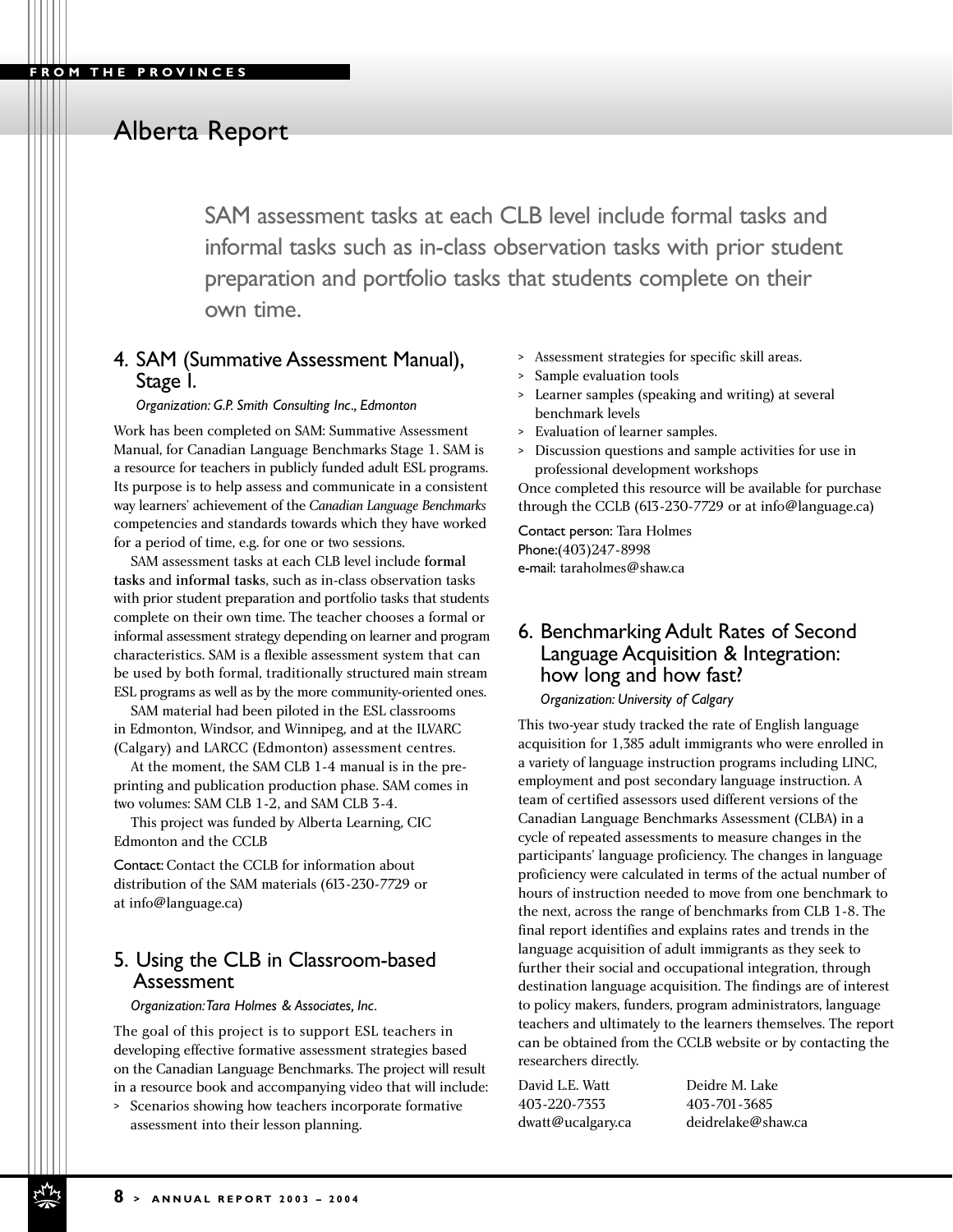# Alberta Report

> SAM assessment tasks at each CLB level include formal tasks and informal tasks such as in-class observation tasks with prior student preparation and portfolio tasks that students complete on their own time.

## 4. SAM (Summative Assessment Manual), Stage I.

*Organization: G.P. Smith Consulting Inc., Edmonton*

Work has been completed on SAM: Summative Assessment Manual, for Canadian Language Benchmarks Stage 1. SAM is a resource for teachers in publicly funded adult ESL programs. Its purpose is to help assess and communicate in a consistent way learners' achievement of the *Canadian Language Benchmarks* competencies and standards towards which they have worked for a period of time, e.g. for one or two sessions.

SAM assessment tasks at each CLB level include **formal tasks** and **informal tasks**, such as in-class observation tasks with prior student preparation and portfolio tasks that students complete on their own time. The teacher chooses a formal or informal assessment strategy depending on learner and program characteristics. SAM is a flexible assessment system that can be used by both formal, traditionally structured main stream ESL programs as well as by the more community-oriented ones.

SAM material had been piloted in the ESL classrooms in Edmonton, Windsor, and Winnipeg, and at the ILVARC (Calgary) and LARCC (Edmonton) assessment centres.

At the moment, the SAM CLB 1-4 manual is in the pre-printing and publication production phase. SAM comes in two volumes: SAM CLB 1-2, and SAM CLB 3-4.

This project was funded by Alberta Learning, CIC Edmonton and the CCLB

Contact: Contact the CCLB for information about distribution of the SAM materials (613-230-7729 or at info@language.ca)

## 5. Using the CLB in Classroom-based Assessment

*Organization: Tara Holmes & Associates, Inc.*

The goal of this project is to support ESL teachers in developing effective formative assessment strategies based on the Canadian Language Benchmarks. The project will result in a resource book and accompanying video that will include:

- Scenarios showing how teachers incorporate formative assessment into their lesson planning.
- Assessment strategies for specific skill areas.
- Sample evaluation tools
- Learner samples (speaking and writing) at several benchmark levels
- Evaluation of learner samples.
- Discussion questions and sample activities for use in professional development workshops

Once completed this resource will be available for purchase through the CCLB (613-230-7729 or at info@language.ca)

Contact person: Tara Holmes
Phone:(403)247-8998
e-mail: taraholmes@shaw.ca

## 6. Benchmarking Adult Rates of Second Language Acquisition & Integration: how long and how fast?

*Organization: University of Calgary*

This two-year study tracked the rate of English language acquisition for 1,385 adult immigrants who were enrolled in a variety of language instruction programs including LINC, employment and post secondary language instruction. A team of certified assessors used different versions of the Canadian Language Benchmarks Assessment (CLBA) in a cycle of repeated assessments to measure changes in the participants' language proficiency. The changes in language proficiency were calculated in terms of the actual number of hours of instruction needed to move from one benchmark to the next, across the range of benchmarks from CLB 1-8. The final report identifies and explains rates and trends in the language acquisition of adult immigrants as they seek to further their social and occupational integration, through destination language acquisition. The findings are of interest to policy makers, funders, program administrators, language teachers and ultimately to the learners themselves. The report can be obtained from the CCLB website or by contacting the researchers directly.

David L.E. Watt
403-220-7353
dwatt@ucalgary.ca

Deidre M. Lake
403-701-3685
deidrelake@shaw.ca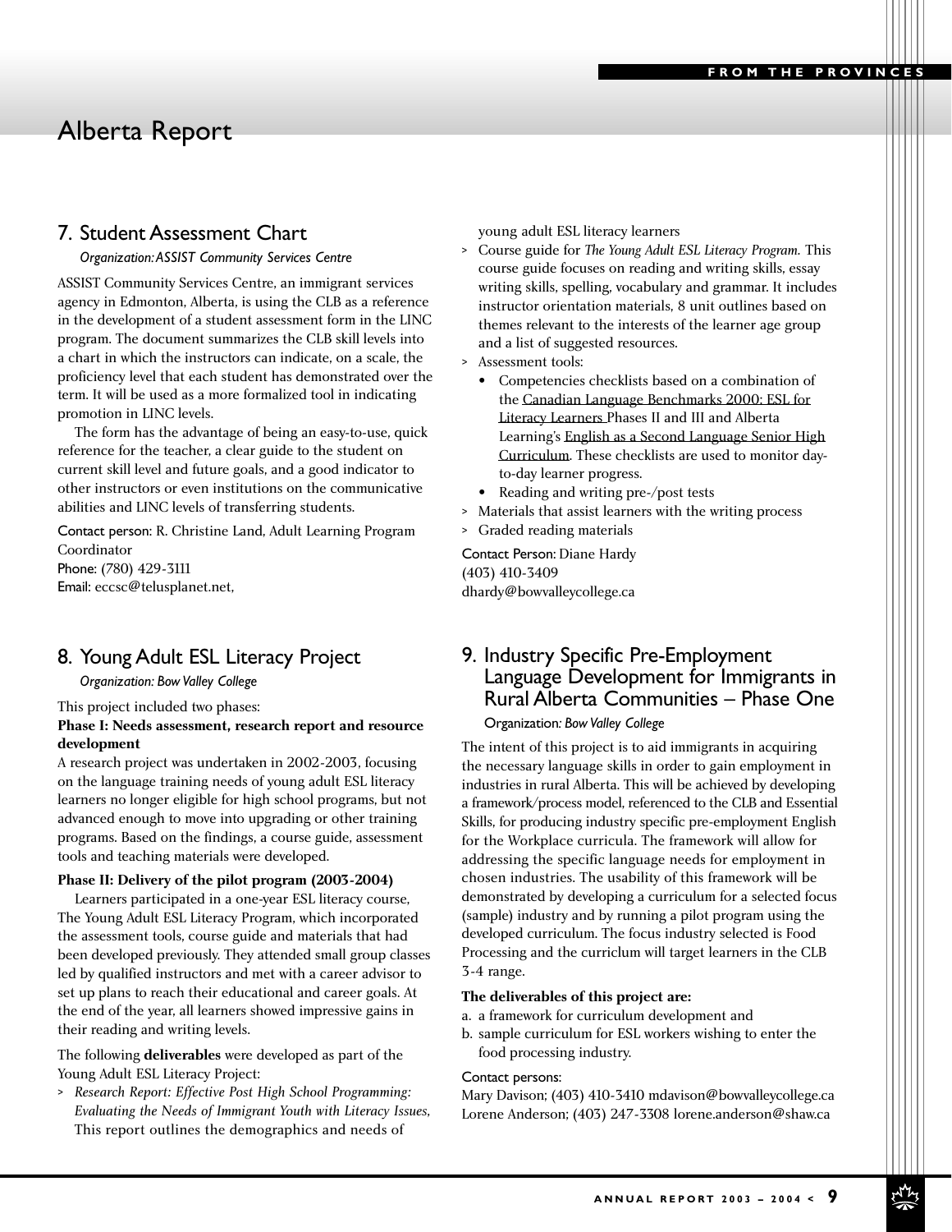# Alberta Report

## 7. Student Assessment Chart

*Organization: ASSIST Community Services Centre*

ASSIST Community Services Centre, an immigrant services agency in Edmonton, Alberta, is using the CLB as a reference in the development of a student assessment form in the LINC program. The document summarizes the CLB skill levels into a chart in which the instructors can indicate, on a scale, the proficiency level that each student has demonstrated over the term. It will be used as a more formalized tool in indicating promotion in LINC levels.

The form has the advantage of being an easy-to-use, quick reference for the teacher, a clear guide to the student on current skill level and future goals, and a good indicator to other instructors or even institutions on the communicative abilities and LINC levels of transferring students.

Contact person: R. Christine Land, Adult Learning Program Coordinator
Phone: (780) 429-3111
Email: eccsc@telusplanet.net,

## 8. Young Adult ESL Literacy Project

*Organization: Bow Valley College*

This project included two phases:

**Phase I: Needs assessment, research report and resource development**

A research project was undertaken in 2002-2003, focusing on the language training needs of young adult ESL literacy learners no longer eligible for high school programs, but not advanced enough to move into upgrading or other training programs. Based on the findings, a course guide, assessment tools and teaching materials were developed.

**Phase II: Delivery of the pilot program (2003-2004)**

Learners participated in a one-year ESL literacy course, The Young Adult ESL Literacy Program, which incorporated the assessment tools, course guide and materials that had been developed previously. They attended small group classes led by qualified instructors and met with a career advisor to set up plans to reach their educational and career goals. At the end of the year, all learners showed impressive gains in their reading and writing levels.

The following **deliverables** were developed as part of the Young Adult ESL Literacy Project:

> *Research Report: Effective Post High School Programming: Evaluating the Needs of Immigrant Youth with Literacy Issues*, This report outlines the demographics and needs of young adult ESL literacy learners
> Course guide for *The Young Adult ESL Literacy Program*. This course guide focuses on reading and writing skills, essay writing skills, spelling, vocabulary and grammar. It includes instructor orientation materials, 8 unit outlines based on themes relevant to the interests of the learner age group and a list of suggested resources.
> Assessment tools:
- Competencies checklists based on a combination of the Canadian Language Benchmarks 2000: ESL for Literacy Learners Phases II and III and Alberta Learning's English as a Second Language Senior High Curriculum. These checklists are used to monitor day-to-day learner progress.
- Reading and writing pre-/post tests

> Materials that assist learners with the writing process
> Graded reading materials

Contact Person: Diane Hardy
(403) 410-3409
dhardy@bowvalleycollege.ca

## 9. Industry Specific Pre-Employment Language Development for Immigrants in Rural Alberta Communities – Phase One

*Organization: Bow Valley College*

The intent of this project is to aid immigrants in acquiring the necessary language skills in order to gain employment in industries in rural Alberta. This will be achieved by developing a framework/process model, referenced to the CLB and Essential Skills, for producing industry specific pre-employment English for the Workplace curricula. The framework will allow for addressing the specific language needs for employment in chosen industries. The usability of this framework will be demonstrated by developing a curriculum for a selected focus (sample) industry and by running a pilot program using the developed curriculum. The focus industry selected is Food Processing and the curriclum will target learners in the CLB 3-4 range.

**The deliverables of this project are:**

a. a framework for curriculum development and
b. sample curriculum for ESL workers wishing to enter the food processing industry.

Contact persons:
Mary Davison; (403) 410-3410 mdavison@bowvalleycollege.ca
Lorene Anderson; (403) 247-3308 lorene.anderson@shaw.ca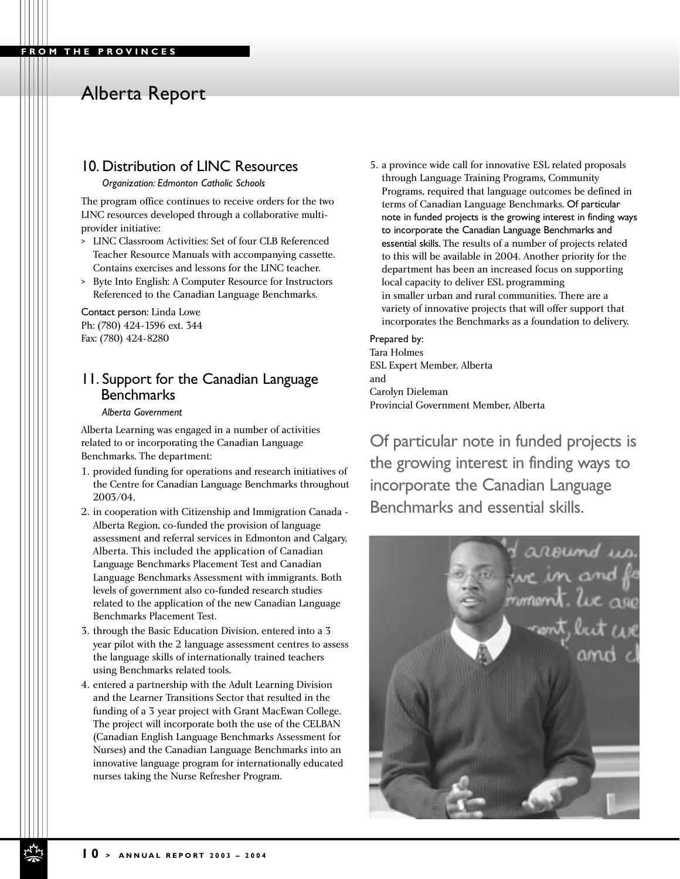# Alberta Report

## 10. Distribution of LINC Resources

*Organization: Edmonton Catholic Schools*

The program office continues to receive orders for the two LINC resources developed through a collaborative multi-provider initiative:

- LINC Classroom Activities: Set of four CLB Referenced Teacher Resource Manuals with accompanying cassette. Contains exercises and lessons for the LINC teacher.
- Byte Into English: A Computer Resource for Instructors Referenced to the Canadian Language Benchmarks.

Contact person: Linda Lowe
Ph: (780) 424-1596 ext. 344
Fax: (780) 424-8280

## 11. Support for the Canadian Language Benchmarks

*Alberta Government*

Alberta Learning was engaged in a number of activities related to or incorporating the Canadian Language Benchmarks. The department:

1. provided funding for operations and research initiatives of the Centre for Canadian Language Benchmarks throughout 2003/04,
2. in cooperation with Citizenship and Immigration Canada - Alberta Region, co-funded the provision of language assessment and referral services in Edmonton and Calgary, Alberta. This included the application of Canadian Language Benchmarks Placement Test and Canadian Language Benchmarks Assessment with immigrants. Both levels of government also co-funded research studies related to the application of the new Canadian Language Benchmarks Placement Test.
3. through the Basic Education Division, entered into a 3 year pilot with the 2 language assessment centres to assess the language skills of internationally trained teachers using Benchmarks related tools.
4. entered a partnership with the Adult Learning Division and the Learner Transitions Sector that resulted in the funding of a 3 year project with Grant MacEwan College. The project will incorporate both the use of the CELBAN (Canadian English Language Benchmarks Assessment for Nurses) and the Canadian Language Benchmarks into an innovative language program for internationally educated nurses taking the Nurse Refresher Program.
5. a province wide call for innovative ESL related proposals through Language Training Programs, Community Programs, required that language outcomes be defined in terms of Canadian Language Benchmarks. Of particular note in funded projects is the growing interest in finding ways to incorporate the Canadian Language Benchmarks and essential skills. The results of a number of projects related to this will be available in 2004. Another priority for the department has been an increased focus on supporting local capacity to deliver ESL programming in smaller urban and rural communities. There are a variety of innovative projects that will offer support that incorporates the Benchmarks as a foundation to delivery.

Prepared by:
Tara Holmes
ESL Expert Member, Alberta
and
Carolyn Dieleman
Provincial Government Member, Alberta

Of particular note in funded projects is the growing interest in finding ways to incorporate the Canadian Language Benchmarks and essential skills.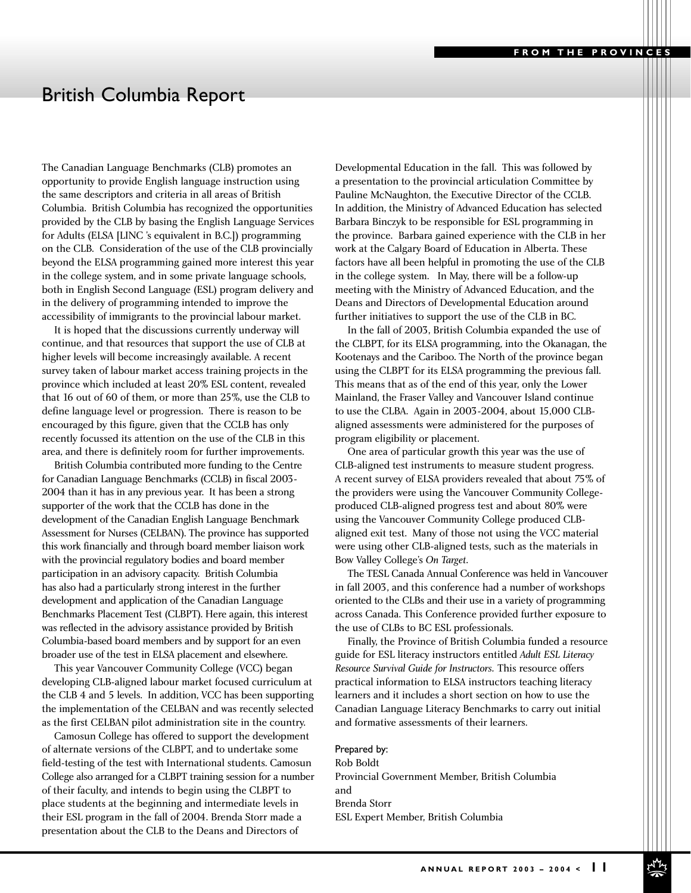# British Columbia Report

The Canadian Language Benchmarks (CLB) promotes an opportunity to provide English language instruction using the same descriptors and criteria in all areas of British Columbia. British Columbia has recognized the opportunities provided by the CLB by basing the English Language Services for Adults (ELSA [LINC 's equivalent in B.C.]) programming on the CLB. Consideration of the use of the CLB provincially beyond the ELSA programming gained more interest this year in the college system, and in some private language schools, both in English Second Language (ESL) program delivery and in the delivery of programming intended to improve the accessibility of immigrants to the provincial labour market.

It is hoped that the discussions currently underway will continue, and that resources that support the use of CLB at higher levels will become increasingly available. A recent survey taken of labour market access training projects in the province which included at least 20% ESL content, revealed that 16 out of 60 of them, or more than 25%, use the CLB to define language level or progression. There is reason to be encouraged by this figure, given that the CCLB has only recently focussed its attention on the use of the CLB in this area, and there is definitely room for further improvements.

British Columbia contributed more funding to the Centre for Canadian Language Benchmarks (CCLB) in fiscal 2003-2004 than it has in any previous year. It has been a strong supporter of the work that the CCLB has done in the development of the Canadian English Language Benchmark Assessment for Nurses (CELBAN). The province has supported this work financially and through board member liaison work with the provincial regulatory bodies and board member participation in an advisory capacity. British Columbia has also had a particularly strong interest in the further development and application of the Canadian Language Benchmarks Placement Test (CLBPT). Here again, this interest was reflected in the advisory assistance provided by British Columbia-based board members and by support for an even broader use of the test in ELSA placement and elsewhere.

This year Vancouver Community College (VCC) began developing CLB-aligned labour market focused curriculum at the CLB 4 and 5 levels. In addition, VCC has been supporting the implementation of the CELBAN and was recently selected as the first CELBAN pilot administration site in the country.

Camosun College has offered to support the development of alternate versions of the CLBPT, and to undertake some field-testing of the test with International students. Camosun College also arranged for a CLBPT training session for a number of their faculty, and intends to begin using the CLBPT to place students at the beginning and intermediate levels in their ESL program in the fall of 2004. Brenda Storr made a presentation about the CLB to the Deans and Directors of Developmental Education in the fall. This was followed by a presentation to the provincial articulation Committee by Pauline McNaughton, the Executive Director of the CCLB. In addition, the Ministry of Advanced Education has selected Barbara Binczyk to be responsible for ESL programming in the province. Barbara gained experience with the CLB in her work at the Calgary Board of Education in Alberta. These factors have all been helpful in promoting the use of the CLB in the college system. In May, there will be a follow-up meeting with the Ministry of Advanced Education, and the Deans and Directors of Developmental Education around further initiatives to support the use of the CLB in BC.

In the fall of 2003, British Columbia expanded the use of the CLBPT, for its ELSA programming, into the Okanagan, the Kootenays and the Cariboo. The North of the province began using the CLBPT for its ELSA programming the previous fall. This means that as of the end of this year, only the Lower Mainland, the Fraser Valley and Vancouver Island continue to use the CLBA. Again in 2003-2004, about 15,000 CLB-aligned assessments were administered for the purposes of program eligibility or placement.

One area of particular growth this year was the use of CLB-aligned test instruments to measure student progress. A recent survey of ELSA providers revealed that about 75% of the providers were using the Vancouver Community College-produced CLB-aligned progress test and about 80% were using the Vancouver Community College produced CLB-aligned exit test. Many of those not using the VCC material were using other CLB-aligned tests, such as the materials in Bow Valley College's *On Target*.

The TESL Canada Annual Conference was held in Vancouver in fall 2003, and this conference had a number of workshops oriented to the CLBs and their use in a variety of programming across Canada. This Conference provided further exposure to the use of CLBs to BC ESL professionals.

Finally, the Province of British Columbia funded a resource guide for ESL literacy instructors entitled *Adult ESL Literacy Resource Survival Guide for Instructors.* This resource offers practical information to ELSA instructors teaching literacy learners and it includes a short section on how to use the Canadian Language Literacy Benchmarks to carry out initial and formative assessments of their learners.

Prepared by:
Rob Boldt
Provincial Government Member, British Columbia
and
Brenda Storr
ESL Expert Member, British Columbia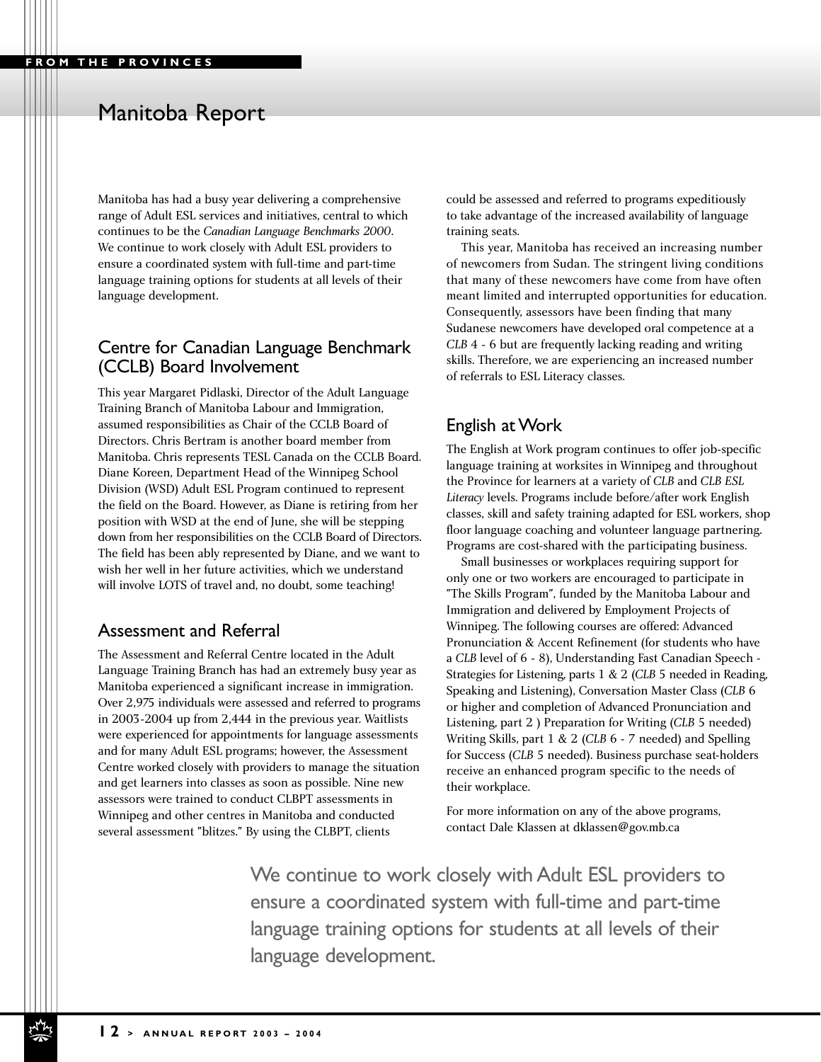# Manitoba Report

Manitoba has had a busy year delivering a comprehensive range of Adult ESL services and initiatives, central to which continues to be the *Canadian Language Benchmarks 2000*. We continue to work closely with Adult ESL providers to ensure a coordinated system with full-time and part-time language training options for students at all levels of their language development.

## Centre for Canadian Language Benchmark (CCLB) Board Involvement

This year Margaret Pidlaski, Director of the Adult Language Training Branch of Manitoba Labour and Immigration, assumed responsibilities as Chair of the CCLB Board of Directors. Chris Bertram is another board member from Manitoba. Chris represents TESL Canada on the CCLB Board. Diane Koreen, Department Head of the Winnipeg School Division (WSD) Adult ESL Program continued to represent the field on the Board. However, as Diane is retiring from her position with WSD at the end of June, she will be stepping down from her responsibilities on the CCLB Board of Directors. The field has been ably represented by Diane, and we want to wish her well in her future activities, which we understand will involve LOTS of travel and, no doubt, some teaching!

## Assessment and Referral

The Assessment and Referral Centre located in the Adult Language Training Branch has had an extremely busy year as Manitoba experienced a significant increase in immigration. Over 2,975 individuals were assessed and referred to programs in 2003-2004 up from 2,444 in the previous year. Waitlists were experienced for appointments for language assessments and for many Adult ESL programs; however, the Assessment Centre worked closely with providers to manage the situation and get learners into classes as soon as possible. Nine new assessors were trained to conduct CLBPT assessments in Winnipeg and other centres in Manitoba and conducted several assessment "blitzes." By using the CLBPT, clients could be assessed and referred to programs expeditiously to take advantage of the increased availability of language training seats.

This year, Manitoba has received an increasing number of newcomers from Sudan. The stringent living conditions that many of these newcomers have come from have often meant limited and interrupted opportunities for education. Consequently, assessors have been finding that many Sudanese newcomers have developed oral competence at a *CLB* 4 - 6 but are frequently lacking reading and writing skills. Therefore, we are experiencing an increased number of referrals to ESL Literacy classes.

## English at Work

The English at Work program continues to offer job-specific language training at worksites in Winnipeg and throughout the Province for learners at a variety of *CLB* and *CLB ESL Literacy* levels. Programs include before/after work English classes, skill and safety training adapted for ESL workers, shop floor language coaching and volunteer language partnering. Programs are cost-shared with the participating business.

Small businesses or workplaces requiring support for only one or two workers are encouraged to participate in "The Skills Program", funded by the Manitoba Labour and Immigration and delivered by Employment Projects of Winnipeg. The following courses are offered: Advanced Pronunciation & Accent Refinement (for students who have a *CLB* level of 6 - 8), Understanding Fast Canadian Speech - Strategies for Listening, parts 1 & 2 (*CLB* 5 needed in Reading, Speaking and Listening), Conversation Master Class (*CLB* 6 or higher and completion of Advanced Pronunciation and Listening, part 2 ) Preparation for Writing (*CLB* 5 needed) Writing Skills, part 1 & 2 (*CLB* 6 - 7 needed) and Spelling for Success (*CLB* 5 needed). Business purchase seat-holders receive an enhanced program specific to the needs of their workplace.

For more information on any of the above programs, contact Dale Klassen at dklassen@gov.mb.ca

> We continue to work closely with Adult ESL providers to ensure a coordinated system with full-time and part-time language training options for students at all levels of their language development.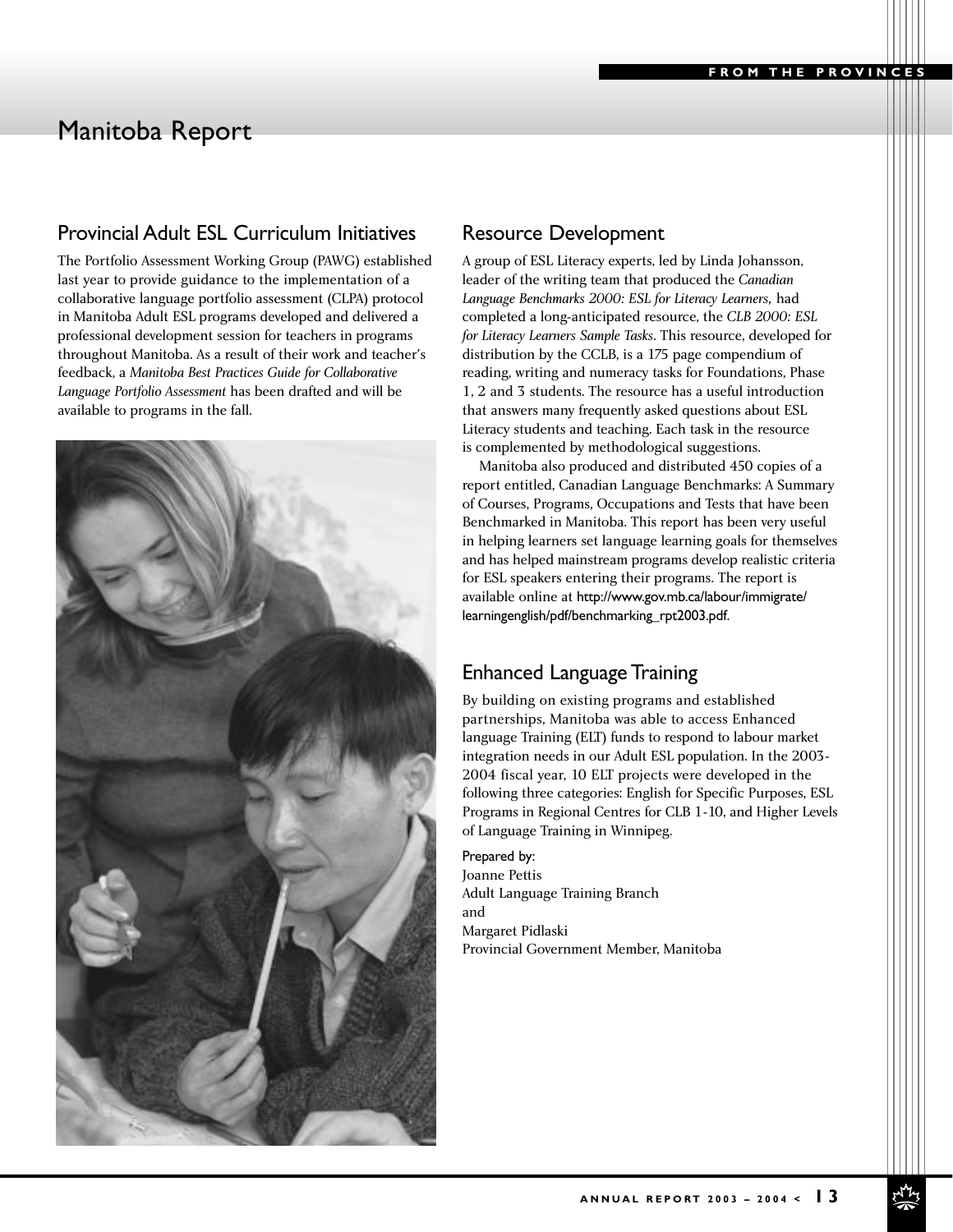# Manitoba Report

## Provincial Adult ESL Curriculum Initiatives

The Portfolio Assessment Working Group (PAWG) established last year to provide guidance to the implementation of a collaborative language portfolio assessment (CLPA) protocol in Manitoba Adult ESL programs developed and delivered a professional development session for teachers in programs throughout Manitoba. As a result of their work and teacher's feedback, a *Manitoba Best Practices Guide for Collaborative Language Portfolio Assessment* has been drafted and will be available to programs in the fall.

## Resource Development

A group of ESL Literacy experts, led by Linda Johansson, leader of the writing team that produced the *Canadian Language Benchmarks 2000: ESL for Literacy Learners,* had completed a long-anticipated resource, the *CLB 2000: ESL for Literacy Learners Sample Tasks*. This resource, developed for distribution by the CCLB, is a 175 page compendium of reading, writing and numeracy tasks for Foundations, Phase 1, 2 and 3 students. The resource has a useful introduction that answers many frequently asked questions about ESL Literacy students and teaching. Each task in the resource is complemented by methodological suggestions.

Manitoba also produced and distributed 450 copies of a report entitled, Canadian Language Benchmarks: A Summary of Courses, Programs, Occupations and Tests that have been Benchmarked in Manitoba. This report has been very useful in helping learners set language learning goals for themselves and has helped mainstream programs develop realistic criteria for ESL speakers entering their programs. The report is available online at http://www.gov.mb.ca/labour/immigrate/learningenglish/pdf/benchmarking_rpt2003.pdf.

## Enhanced Language Training

By building on existing programs and established partnerships, Manitoba was able to access Enhanced language Training (ELT) funds to respond to labour market integration needs in our Adult ESL population. In the 2003-2004 fiscal year, 10 ELT projects were developed in the following three categories: English for Specific Purposes, ESL Programs in Regional Centres for CLB 1-10, and Higher Levels of Language Training in Winnipeg.

Prepared by:
Joanne Pettis
Adult Language Training Branch
and
Margaret Pidlaski
Provincial Government Member, Manitoba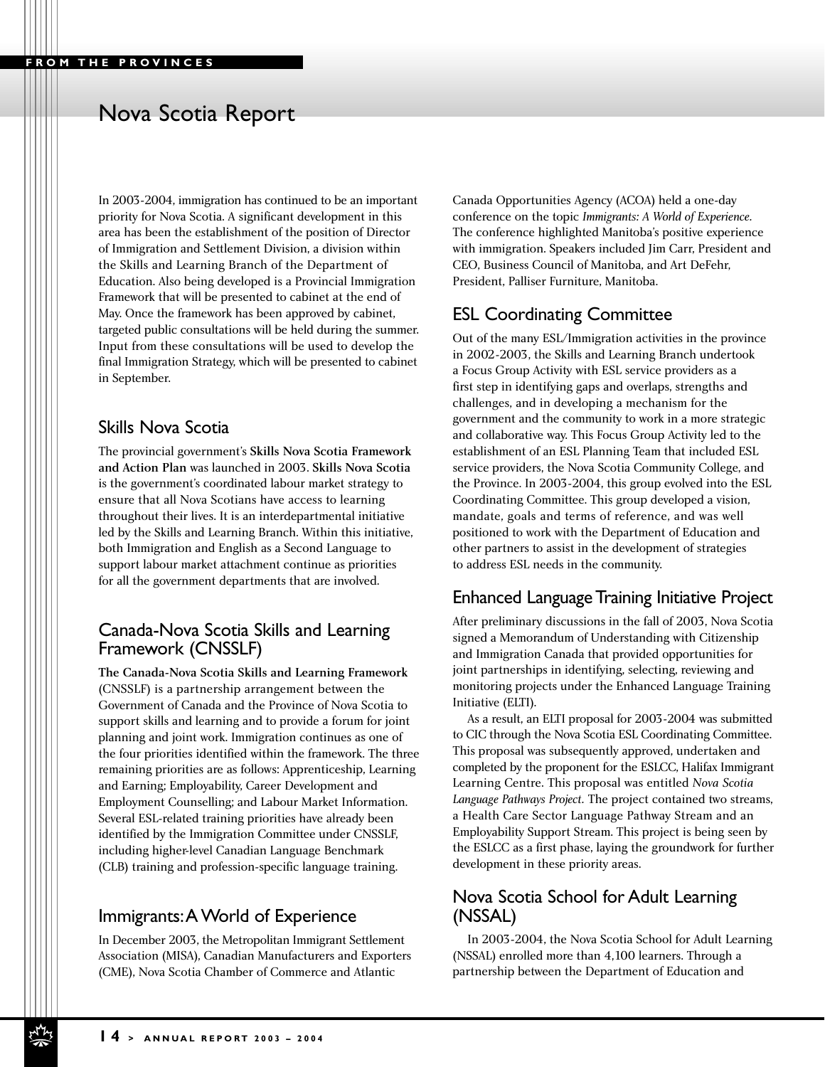# Nova Scotia Report

In 2003-2004, immigration has continued to be an important priority for Nova Scotia. A significant development in this area has been the establishment of the position of Director of Immigration and Settlement Division, a division within the Skills and Learning Branch of the Department of Education. Also being developed is a Provincial Immigration Framework that will be presented to cabinet at the end of May. Once the framework has been approved by cabinet, targeted public consultations will be held during the summer. Input from these consultations will be used to develop the final Immigration Strategy, which will be presented to cabinet in September.

## Skills Nova Scotia

The provincial government's **Skills Nova Scotia Framework and Action Plan** was launched in 2003. **Skills Nova Scotia** is the government's coordinated labour market strategy to ensure that all Nova Scotians have access to learning throughout their lives. It is an interdepartmental initiative led by the Skills and Learning Branch. Within this initiative, both Immigration and English as a Second Language to support labour market attachment continue as priorities for all the government departments that are involved.

## Canada-Nova Scotia Skills and Learning Framework (CNSSLF)

**The Canada-Nova Scotia Skills and Learning Framework** (CNSSLF) is a partnership arrangement between the Government of Canada and the Province of Nova Scotia to support skills and learning and to provide a forum for joint planning and joint work. Immigration continues as one of the four priorities identified within the framework. The three remaining priorities are as follows: Apprenticeship, Learning and Earning; Employability, Career Development and Employment Counselling; and Labour Market Information. Several ESL-related training priorities have already been identified by the Immigration Committee under CNSSLF, including higher-level Canadian Language Benchmark (CLB) training and profession-specific language training.

## Immigrants: A World of Experience

In December 2003, the Metropolitan Immigrant Settlement Association (MISA), Canadian Manufacturers and Exporters (CME), Nova Scotia Chamber of Commerce and Atlantic Canada Opportunities Agency (ACOA) held a one-day conference on the topic *Immigrants: A World of Experience*. The conference highlighted Manitoba's positive experience with immigration. Speakers included Jim Carr, President and CEO, Business Council of Manitoba, and Art DeFehr, President, Palliser Furniture, Manitoba.

## ESL Coordinating Committee

Out of the many ESL/Immigration activities in the province in 2002-2003, the Skills and Learning Branch undertook a Focus Group Activity with ESL service providers as a first step in identifying gaps and overlaps, strengths and challenges, and in developing a mechanism for the government and the community to work in a more strategic and collaborative way. This Focus Group Activity led to the establishment of an ESL Planning Team that included ESL service providers, the Nova Scotia Community College, and the Province. In 2003-2004, this group evolved into the ESL Coordinating Committee. This group developed a vision, mandate, goals and terms of reference, and was well positioned to work with the Department of Education and other partners to assist in the development of strategies to address ESL needs in the community.

## Enhanced Language Training Initiative Project

After preliminary discussions in the fall of 2003, Nova Scotia signed a Memorandum of Understanding with Citizenship and Immigration Canada that provided opportunities for joint partnerships in identifying, selecting, reviewing and monitoring projects under the Enhanced Language Training Initiative (ELTI).

As a result, an ELTI proposal for 2003-2004 was submitted to CIC through the Nova Scotia ESL Coordinating Committee. This proposal was subsequently approved, undertaken and completed by the proponent for the ESLCC, Halifax Immigrant Learning Centre. This proposal was entitled *Nova Scotia Language Pathways Project*. The project contained two streams, a Health Care Sector Language Pathway Stream and an Employability Support Stream. This project is being seen by the ESLCC as a first phase, laying the groundwork for further development in these priority areas.

## Nova Scotia School for Adult Learning (NSSAL)

In 2003-2004, the Nova Scotia School for Adult Learning (NSSAL) enrolled more than 4,100 learners. Through a partnership between the Department of Education and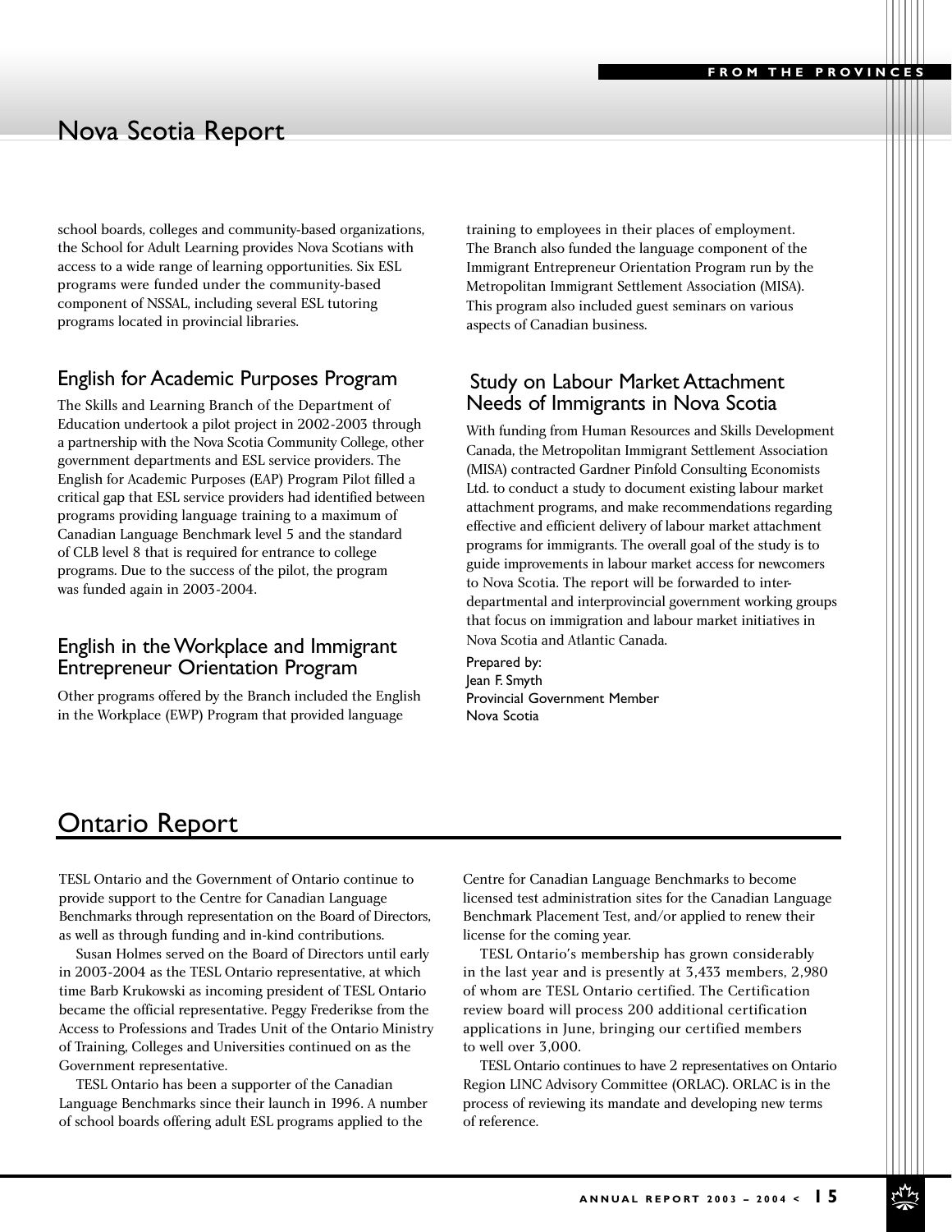## Nova Scotia Report

school boards, colleges and community-based organizations, the School for Adult Learning provides Nova Scotians with access to a wide range of learning opportunities. Six ESL programs were funded under the community-based component of NSSAL, including several ESL tutoring programs located in provincial libraries.

### English for Academic Purposes Program

The Skills and Learning Branch of the Department of Education undertook a pilot project in 2002-2003 through a partnership with the Nova Scotia Community College, other government departments and ESL service providers. The English for Academic Purposes (EAP) Program Pilot filled a critical gap that ESL service providers had identified between programs providing language training to a maximum of Canadian Language Benchmark level 5 and the standard of CLB level 8 that is required for entrance to college programs. Due to the success of the pilot, the program was funded again in 2003-2004.

### English in the Workplace and Immigrant Entrepreneur Orientation Program

Other programs offered by the Branch included the English in the Workplace (EWP) Program that provided language training to employees in their places of employment. The Branch also funded the language component of the Immigrant Entrepreneur Orientation Program run by the Metropolitan Immigrant Settlement Association (MISA). This program also included guest seminars on various aspects of Canadian business.

### Study on Labour Market Attachment Needs of Immigrants in Nova Scotia

With funding from Human Resources and Skills Development Canada, the Metropolitan Immigrant Settlement Association (MISA) contracted Gardner Pinfold Consulting Economists Ltd. to conduct a study to document existing labour market attachment programs, and make recommendations regarding effective and efficient delivery of labour market attachment programs for immigrants. The overall goal of the study is to guide improvements in labour market access for newcomers to Nova Scotia. The report will be forwarded to inter-departmental and interprovincial government working groups that focus on immigration and labour market initiatives in Nova Scotia and Atlantic Canada.

Prepared by:
Jean F. Smyth
Provincial Government Member
Nova Scotia

## Ontario Report

TESL Ontario and the Government of Ontario continue to provide support to the Centre for Canadian Language Benchmarks through representation on the Board of Directors, as well as through funding and in-kind contributions.

Susan Holmes served on the Board of Directors until early in 2003-2004 as the TESL Ontario representative, at which time Barb Krukowski as incoming president of TESL Ontario became the official representative. Peggy Frederikse from the Access to Professions and Trades Unit of the Ontario Ministry of Training, Colleges and Universities continued on as the Government representative.

TESL Ontario has been a supporter of the Canadian Language Benchmarks since their launch in 1996. A number of school boards offering adult ESL programs applied to the Centre for Canadian Language Benchmarks to become licensed test administration sites for the Canadian Language Benchmark Placement Test, and/or applied to renew their license for the coming year.

TESL Ontario's membership has grown considerably in the last year and is presently at 3,433 members, 2,980 of whom are TESL Ontario certified. The Certification review board will process 200 additional certification applications in June, bringing our certified members to well over 3,000.

TESL Ontario continues to have 2 representatives on Ontario Region LINC Advisory Committee (ORLAC). ORLAC is in the process of reviewing its mandate and developing new terms of reference.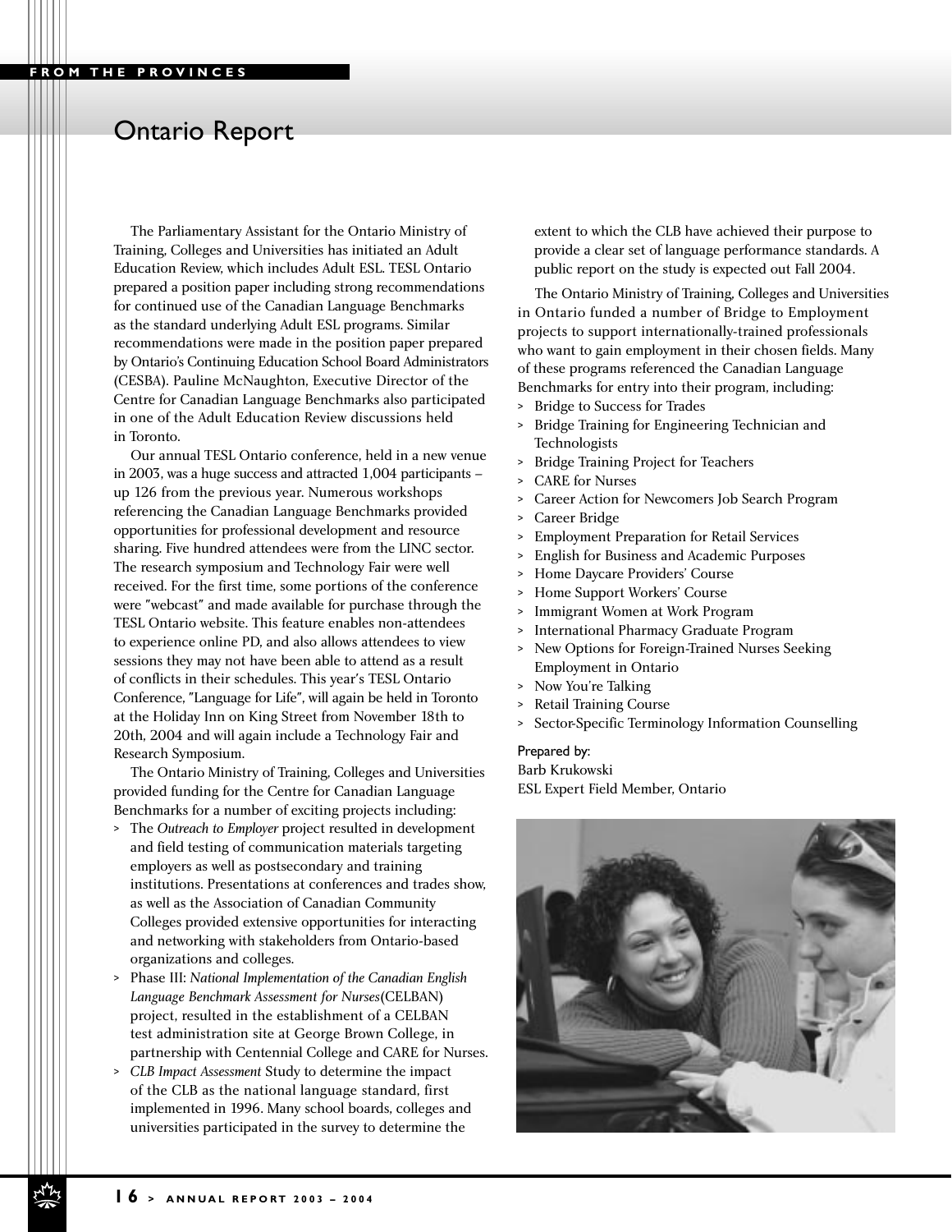FROM THE PROVINCES

# Ontario Report

The Parliamentary Assistant for the Ontario Ministry of Training, Colleges and Universities has initiated an Adult Education Review, which includes Adult ESL. TESL Ontario prepared a position paper including strong recommendations for continued use of the Canadian Language Benchmarks as the standard underlying Adult ESL programs. Similar recommendations were made in the position paper prepared by Ontario's Continuing Education School Board Administrators (CESBA). Pauline McNaughton, Executive Director of the Centre for Canadian Language Benchmarks also participated in one of the Adult Education Review discussions held in Toronto.

Our annual TESL Ontario conference, held in a new venue in 2003, was a huge success and attracted 1,004 participants – up 126 from the previous year. Numerous workshops referencing the Canadian Language Benchmarks provided opportunities for professional development and resource sharing. Five hundred attendees were from the LINC sector. The research symposium and Technology Fair were well received. For the first time, some portions of the conference were "webcast" and made available for purchase through the TESL Ontario website. This feature enables non-attendees to experience online PD, and also allows attendees to view sessions they may not have been able to attend as a result of conflicts in their schedules. This year's TESL Ontario Conference, "Language for Life", will again be held in Toronto at the Holiday Inn on King Street from November 18th to 20th, 2004 and will again include a Technology Fair and Research Symposium.

The Ontario Ministry of Training, Colleges and Universities provided funding for the Centre for Canadian Language Benchmarks for a number of exciting projects including:

- The *Outreach to Employer* project resulted in development and field testing of communication materials targeting employers as well as postsecondary and training institutions. Presentations at conferences and trades show, as well as the Association of Canadian Community Colleges provided extensive opportunities for interacting and networking with stakeholders from Ontario-based organizations and colleges.
- Phase III: *National Implementation of the Canadian English Language Benchmark Assessment for Nurses*(CELBAN) project, resulted in the establishment of a CELBAN test administration site at George Brown College, in partnership with Centennial College and CARE for Nurses.
- *CLB Impact Assessment* Study to determine the impact of the CLB as the national language standard, first implemented in 1996. Many school boards, colleges and universities participated in the survey to determine the extent to which the CLB have achieved their purpose to provide a clear set of language performance standards. A public report on the study is expected out Fall 2004.

The Ontario Ministry of Training, Colleges and Universities in Ontario funded a number of Bridge to Employment projects to support internationally-trained professionals who want to gain employment in their chosen fields. Many of these programs referenced the Canadian Language Benchmarks for entry into their program, including:

- Bridge to Success for Trades
- Bridge Training for Engineering Technician and Technologists
- Bridge Training Project for Teachers
- CARE for Nurses
- Career Action for Newcomers Job Search Program
- Career Bridge
- Employment Preparation for Retail Services
- English for Business and Academic Purposes
- Home Daycare Providers' Course
- Home Support Workers' Course
- Immigrant Women at Work Program
- International Pharmacy Graduate Program
- New Options for Foreign-Trained Nurses Seeking Employment in Ontario
- Now You're Talking
- Retail Training Course
- Sector-Specific Terminology Information Counselling

Prepared by:
Barb Krukowski
ESL Expert Field Member, Ontario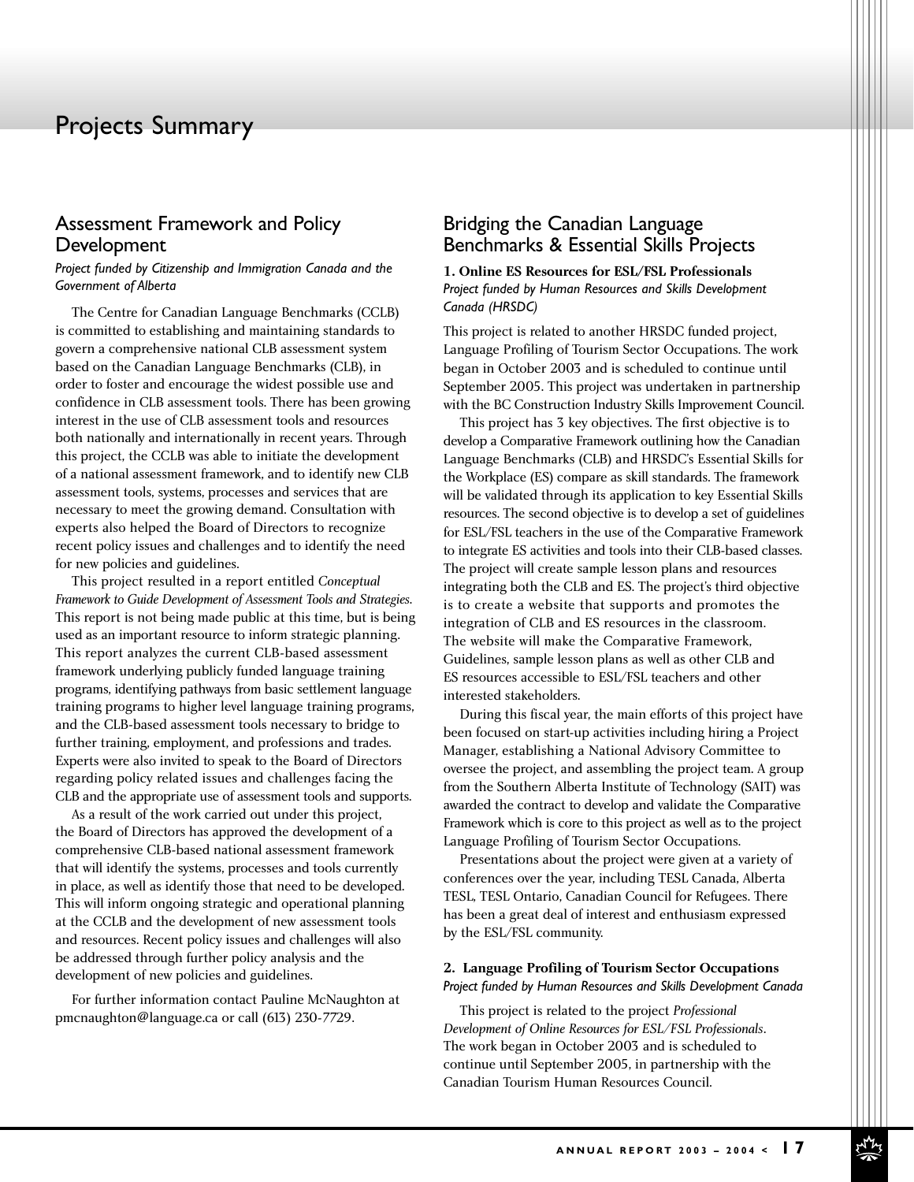# Projects Summary

## Assessment Framework and Policy Development

*Project funded by Citizenship and Immigration Canada and the Government of Alberta*

The Centre for Canadian Language Benchmarks (CCLB) is committed to establishing and maintaining standards to govern a comprehensive national CLB assessment system based on the Canadian Language Benchmarks (CLB), in order to foster and encourage the widest possible use and confidence in CLB assessment tools. There has been growing interest in the use of CLB assessment tools and resources both nationally and internationally in recent years. Through this project, the CCLB was able to initiate the development of a national assessment framework, and to identify new CLB assessment tools, systems, processes and services that are necessary to meet the growing demand. Consultation with experts also helped the Board of Directors to recognize recent policy issues and challenges and to identify the need for new policies and guidelines.

This project resulted in a report entitled *Conceptual Framework to Guide Development of Assessment Tools and Strategies*. This report is not being made public at this time, but is being used as an important resource to inform strategic planning. This report analyzes the current CLB-based assessment framework underlying publicly funded language training programs, identifying pathways from basic settlement language training programs to higher level language training programs, and the CLB-based assessment tools necessary to bridge to further training, employment, and professions and trades. Experts were also invited to speak to the Board of Directors regarding policy related issues and challenges facing the CLB and the appropriate use of assessment tools and supports.

As a result of the work carried out under this project, the Board of Directors has approved the development of a comprehensive CLB-based national assessment framework that will identify the systems, processes and tools currently in place, as well as identify those that need to be developed. This will inform ongoing strategic and operational planning at the CCLB and the development of new assessment tools and resources. Recent policy issues and challenges will also be addressed through further policy analysis and the development of new policies and guidelines.

For further information contact Pauline McNaughton at pmcnaughton@language.ca or call (613) 230-7729.

## Bridging the Canadian Language Benchmarks & Essential Skills Projects

**1. Online ES Resources for ESL/FSL Professionals**
*Project funded by Human Resources and Skills Development Canada (HRSDC)*

This project is related to another HRSDC funded project, Language Profiling of Tourism Sector Occupations. The work began in October 2003 and is scheduled to continue until September 2005. This project was undertaken in partnership with the BC Construction Industry Skills Improvement Council.

This project has 3 key objectives. The first objective is to develop a Comparative Framework outlining how the Canadian Language Benchmarks (CLB) and HRSDC's Essential Skills for the Workplace (ES) compare as skill standards. The framework will be validated through its application to key Essential Skills resources. The second objective is to develop a set of guidelines for ESL/FSL teachers in the use of the Comparative Framework to integrate ES activities and tools into their CLB-based classes. The project will create sample lesson plans and resources integrating both the CLB and ES. The project's third objective is to create a website that supports and promotes the integration of CLB and ES resources in the classroom. The website will make the Comparative Framework, Guidelines, sample lesson plans as well as other CLB and ES resources accessible to ESL/FSL teachers and other interested stakeholders.

During this fiscal year, the main efforts of this project have been focused on start-up activities including hiring a Project Manager, establishing a National Advisory Committee to oversee the project, and assembling the project team. A group from the Southern Alberta Institute of Technology (SAIT) was awarded the contract to develop and validate the Comparative Framework which is core to this project as well as to the project Language Profiling of Tourism Sector Occupations.

Presentations about the project were given at a variety of conferences over the year, including TESL Canada, Alberta TESL, TESL Ontario, Canadian Council for Refugees. There has been a great deal of interest and enthusiasm expressed by the ESL/FSL community.

**2. Language Profiling of Tourism Sector Occupations**
*Project funded by Human Resources and Skills Development Canada*

This project is related to the project *Professional Development of Online Resources for ESL/FSL Professionals*. The work began in October 2003 and is scheduled to continue until September 2005, in partnership with the Canadian Tourism Human Resources Council.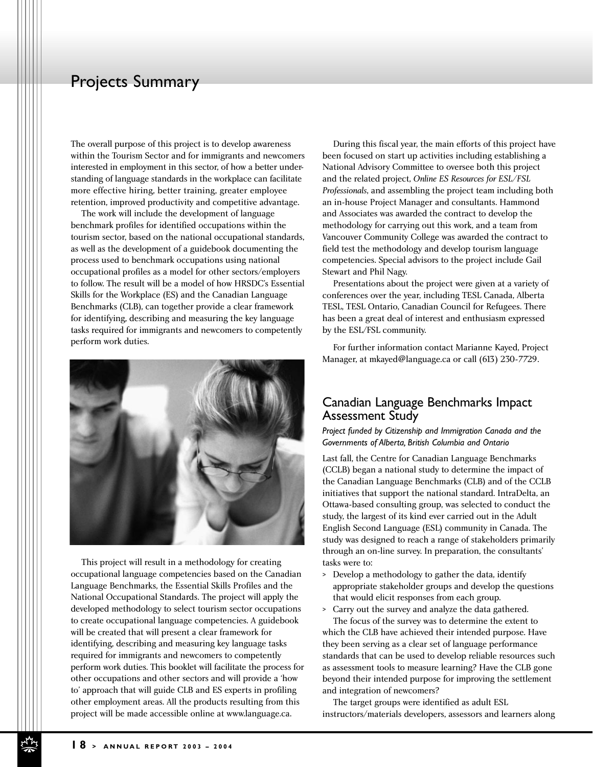# Projects Summary

The overall purpose of this project is to develop awareness within the Tourism Sector and for immigrants and newcomers interested in employment in this sector, of how a better understanding of language standards in the workplace can facilitate more effective hiring, better training, greater employee retention, improved productivity and competitive advantage.

The work will include the development of language benchmark profiles for identified occupations within the tourism sector, based on the national occupational standards, as well as the development of a guidebook documenting the process used to benchmark occupations using national occupational profiles as a model for other sectors/employers to follow. The result will be a model of how HRSDC's Essential Skills for the Workplace (ES) and the Canadian Language Benchmarks (CLB), can together provide a clear framework for identifying, describing and measuring the key language tasks required for immigrants and newcomers to competently perform work duties.

This project will result in a methodology for creating occupational language competencies based on the Canadian Language Benchmarks, the Essential Skills Profiles and the National Occupational Standards. The project will apply the developed methodology to select tourism sector occupations to create occupational language competencies. A guidebook will be created that will present a clear framework for identifying, describing and measuring key language tasks required for immigrants and newcomers to competently perform work duties. This booklet will facilitate the process for other occupations and other sectors and will provide a 'how to' approach that will guide CLB and ES experts in profiling other employment areas. All the products resulting from this project will be made accessible online at www.language.ca.

During this fiscal year, the main efforts of this project have been focused on start up activities including establishing a National Advisory Committee to oversee both this project and the related project, *Online ES Resources for ESL/FSL Professionals*, and assembling the project team including both an in-house Project Manager and consultants. Hammond and Associates was awarded the contract to develop the methodology for carrying out this work, and a team from Vancouver Community College was awarded the contract to field test the methodology and develop tourism language competencies. Special advisors to the project include Gail Stewart and Phil Nagy.

Presentations about the project were given at a variety of conferences over the year, including TESL Canada, Alberta TESL, TESL Ontario, Canadian Council for Refugees. There has been a great deal of interest and enthusiasm expressed by the ESL/FSL community.

For further information contact Marianne Kayed, Project Manager, at mkayed@language.ca or call (613) 230-7729.

## Canadian Language Benchmarks Impact Assessment Study

*Project funded by Citizenship and Immigration Canada and the Governments of Alberta, British Columbia and Ontario*

Last fall, the Centre for Canadian Language Benchmarks (CCLB) began a national study to determine the impact of the Canadian Language Benchmarks (CLB) and of the CCLB initiatives that support the national standard. IntraDelta, an Ottawa-based consulting group, was selected to conduct the study, the largest of its kind ever carried out in the Adult English Second Language (ESL) community in Canada. The study was designed to reach a range of stakeholders primarily through an on-line survey. In preparation, the consultants' tasks were to:

- Develop a methodology to gather the data, identify appropriate stakeholder groups and develop the questions that would elicit responses from each group.
- Carry out the survey and analyze the data gathered.

The focus of the survey was to determine the extent to which the CLB have achieved their intended purpose. Have they been serving as a clear set of language performance standards that can be used to develop reliable resources such as assessment tools to measure learning? Have the CLB gone beyond their intended purpose for improving the settlement and integration of newcomers?

The target groups were identified as adult ESL instructors/materials developers, assessors and learners along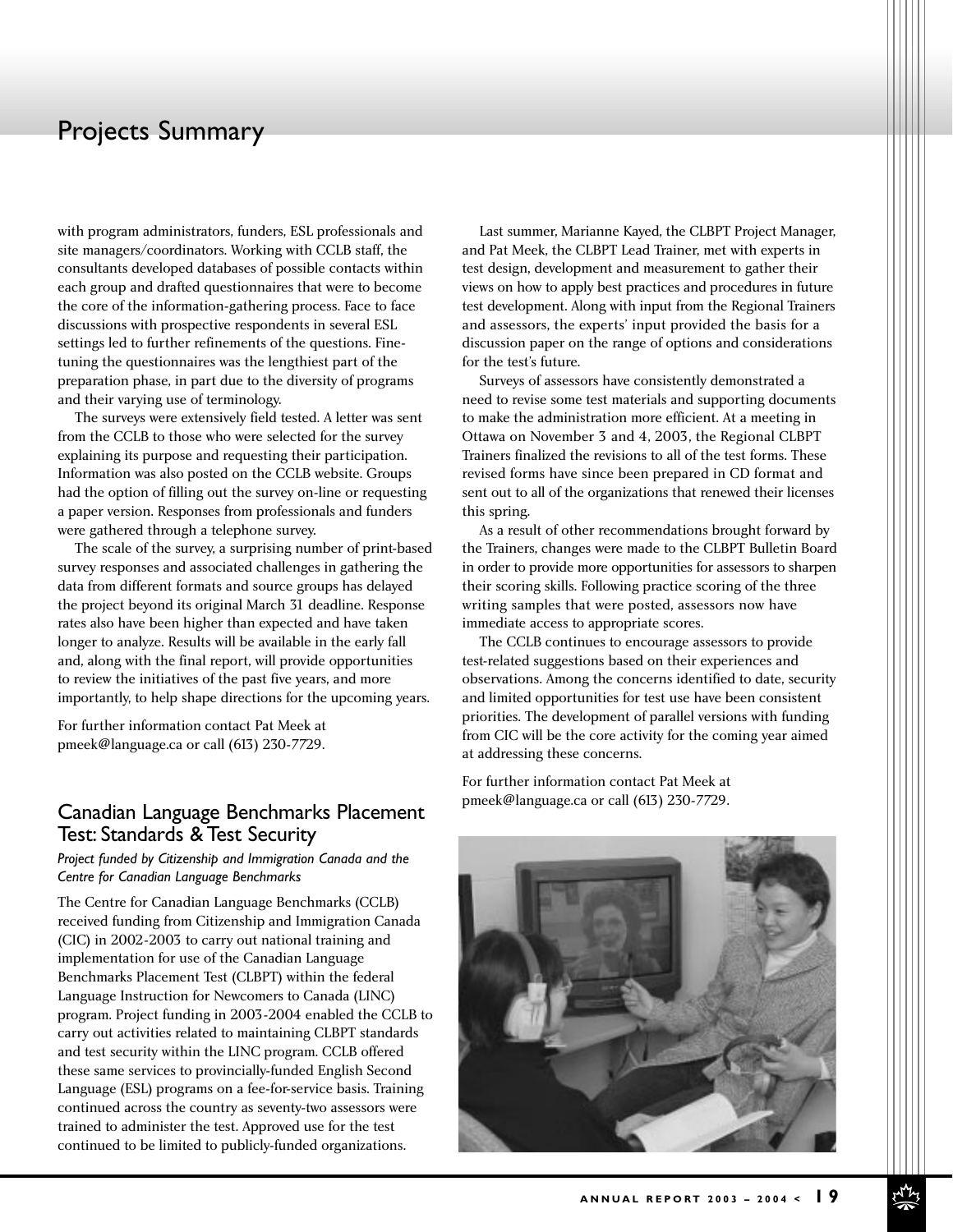with program administrators, funders, ESL professionals and site managers/coordinators. Working with CCLB staff, the consultants developed databases of possible contacts within each group and drafted questionnaires that were to become the core of the information-gathering process. Face to face discussions with prospective respondents in several ESL settings led to further refinements of the questions. Fine-tuning the questionnaires was the lengthiest part of the preparation phase, in part due to the diversity of programs and their varying use of terminology.

The surveys were extensively field tested. A letter was sent from the CCLB to those who were selected for the survey explaining its purpose and requesting their participation. Information was also posted on the CCLB website. Groups had the option of filling out the survey on-line or requesting a paper version. Responses from professionals and funders were gathered through a telephone survey.

The scale of the survey, a surprising number of print-based survey responses and associated challenges in gathering the data from different formats and source groups has delayed the project beyond its original March 31 deadline. Response rates also have been higher than expected and have taken longer to analyze. Results will be available in the early fall and, along with the final report, will provide opportunities to review the initiatives of the past five years, and more importantly, to help shape directions for the upcoming years.

For further information contact Pat Meek at pmeek@language.ca or call (613) 230-7729.

## Canadian Language Benchmarks Placement Test: Standards & Test Security

*Project funded by Citizenship and Immigration Canada and the Centre for Canadian Language Benchmarks*

The Centre for Canadian Language Benchmarks (CCLB) received funding from Citizenship and Immigration Canada (CIC) in 2002-2003 to carry out national training and implementation for use of the Canadian Language Benchmarks Placement Test (CLBPT) within the federal Language Instruction for Newcomers to Canada (LINC) program. Project funding in 2003-2004 enabled the CCLB to carry out activities related to maintaining CLBPT standards and test security within the LINC program. CCLB offered these same services to provincially-funded English Second Language (ESL) programs on a fee-for-service basis. Training continued across the country as seventy-two assessors were trained to administer the test. Approved use for the test continued to be limited to publicly-funded organizations.

Last summer, Marianne Kayed, the CLBPT Project Manager, and Pat Meek, the CLBPT Lead Trainer, met with experts in test design, development and measurement to gather their views on how to apply best practices and procedures in future test development. Along with input from the Regional Trainers and assessors, the experts' input provided the basis for a discussion paper on the range of options and considerations for the test's future.

Surveys of assessors have consistently demonstrated a need to revise some test materials and supporting documents to make the administration more efficient. At a meeting in Ottawa on November 3 and 4, 2003, the Regional CLBPT Trainers finalized the revisions to all of the test forms. These revised forms have since been prepared in CD format and sent out to all of the organizations that renewed their licenses this spring.

As a result of other recommendations brought forward by the Trainers, changes were made to the CLBPT Bulletin Board in order to provide more opportunities for assessors to sharpen their scoring skills. Following practice scoring of the three writing samples that were posted, assessors now have immediate access to appropriate scores.

The CCLB continues to encourage assessors to provide test-related suggestions based on their experiences and observations. Among the concerns identified to date, security and limited opportunities for test use have been consistent priorities. The development of parallel versions with funding from CIC will be the core activity for the coming year aimed at addressing these concerns.

For further information contact Pat Meek at pmeek@language.ca or call (613) 230-7729.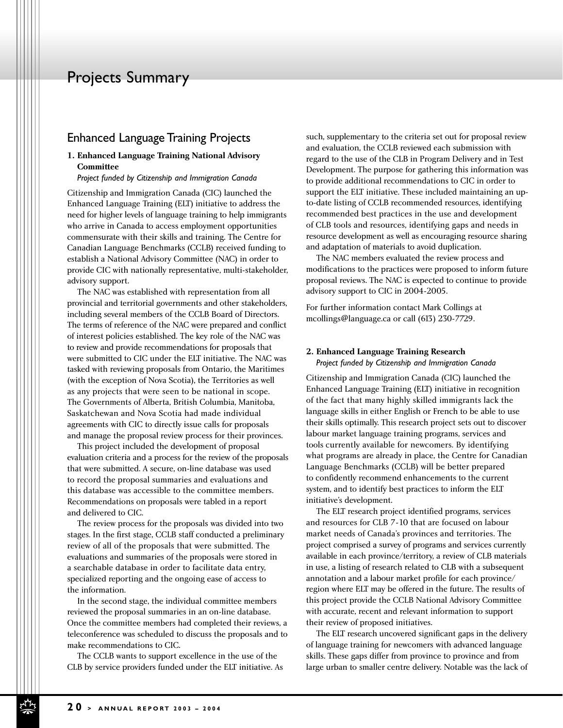# Projects Summary

## Enhanced Language Training Projects

### 1. Enhanced Language Training National Advisory Committee

*Project funded by Citizenship and Immigration Canada*

Citizenship and Immigration Canada (CIC) launched the Enhanced Language Training (ELT) initiative to address the need for higher levels of language training to help immigrants who arrive in Canada to access employment opportunities commensurate with their skills and training. The Centre for Canadian Language Benchmarks (CCLB) received funding to establish a National Advisory Committee (NAC) in order to provide CIC with nationally representative, multi-stakeholder, advisory support.

The NAC was established with representation from all provincial and territorial governments and other stakeholders, including several members of the CCLB Board of Directors. The terms of reference of the NAC were prepared and conflict of interest policies established. The key role of the NAC was to review and provide recommendations for proposals that were submitted to CIC under the ELT initiative. The NAC was tasked with reviewing proposals from Ontario, the Maritimes (with the exception of Nova Scotia), the Territories as well as any projects that were seen to be national in scope. The Governments of Alberta, British Columbia, Manitoba, Saskatchewan and Nova Scotia had made individual agreements with CIC to directly issue calls for proposals and manage the proposal review process for their provinces.

This project included the development of proposal evaluation criteria and a process for the review of the proposals that were submitted. A secure, on-line database was used to record the proposal summaries and evaluations and this database was accessible to the committee members. Recommendations on proposals were tabled in a report and delivered to CIC.

The review process for the proposals was divided into two stages. In the first stage, CCLB staff conducted a preliminary review of all of the proposals that were submitted. The evaluations and summaries of the proposals were stored in a searchable database in order to facilitate data entry, specialized reporting and the ongoing ease of access to the information.

In the second stage, the individual committee members reviewed the proposal summaries in an on-line database. Once the committee members had completed their reviews, a teleconference was scheduled to discuss the proposals and to make recommendations to CIC.

The CCLB wants to support excellence in the use of the CLB by service providers funded under the ELT initiative. As such, supplementary to the criteria set out for proposal review and evaluation, the CCLB reviewed each submission with regard to the use of the CLB in Program Delivery and in Test Development. The purpose for gathering this information was to provide additional recommendations to CIC in order to support the ELT initiative. These included maintaining an up-to-date listing of CCLB recommended resources, identifying recommended best practices in the use and development of CLB tools and resources, identifying gaps and needs in resource development as well as encouraging resource sharing and adaptation of materials to avoid duplication.

The NAC members evaluated the review process and modifications to the practices were proposed to inform future proposal reviews. The NAC is expected to continue to provide advisory support to CIC in 2004-2005.

For further information contact Mark Collings at mcollings@language.ca or call (613) 230-7729.

### 2. Enhanced Language Training Research

*Project funded by Citizenship and Immigration Canada*

Citizenship and Immigration Canada (CIC) launched the Enhanced Language Training (ELT) initiative in recognition of the fact that many highly skilled immigrants lack the language skills in either English or French to be able to use their skills optimally. This research project sets out to discover labour market language training programs, services and tools currently available for newcomers. By identifying what programs are already in place, the Centre for Canadian Language Benchmarks (CCLB) will be better prepared to confidently recommend enhancements to the current system, and to identify best practices to inform the ELT initiative's development.

The ELT research project identified programs, services and resources for CLB 7-10 that are focused on labour market needs of Canada's provinces and territories. The project comprised a survey of programs and services currently available in each province/territory, a review of CLB materials in use, a listing of research related to CLB with a subsequent annotation and a labour market profile for each province/region where ELT may be offered in the future. The results of this project provide the CCLB National Advisory Committee with accurate, recent and relevant information to support their review of proposed initiatives.

The ELT research uncovered significant gaps in the delivery of language training for newcomers with advanced language skills. These gaps differ from province to province and from large urban to smaller centre delivery. Notable was the lack of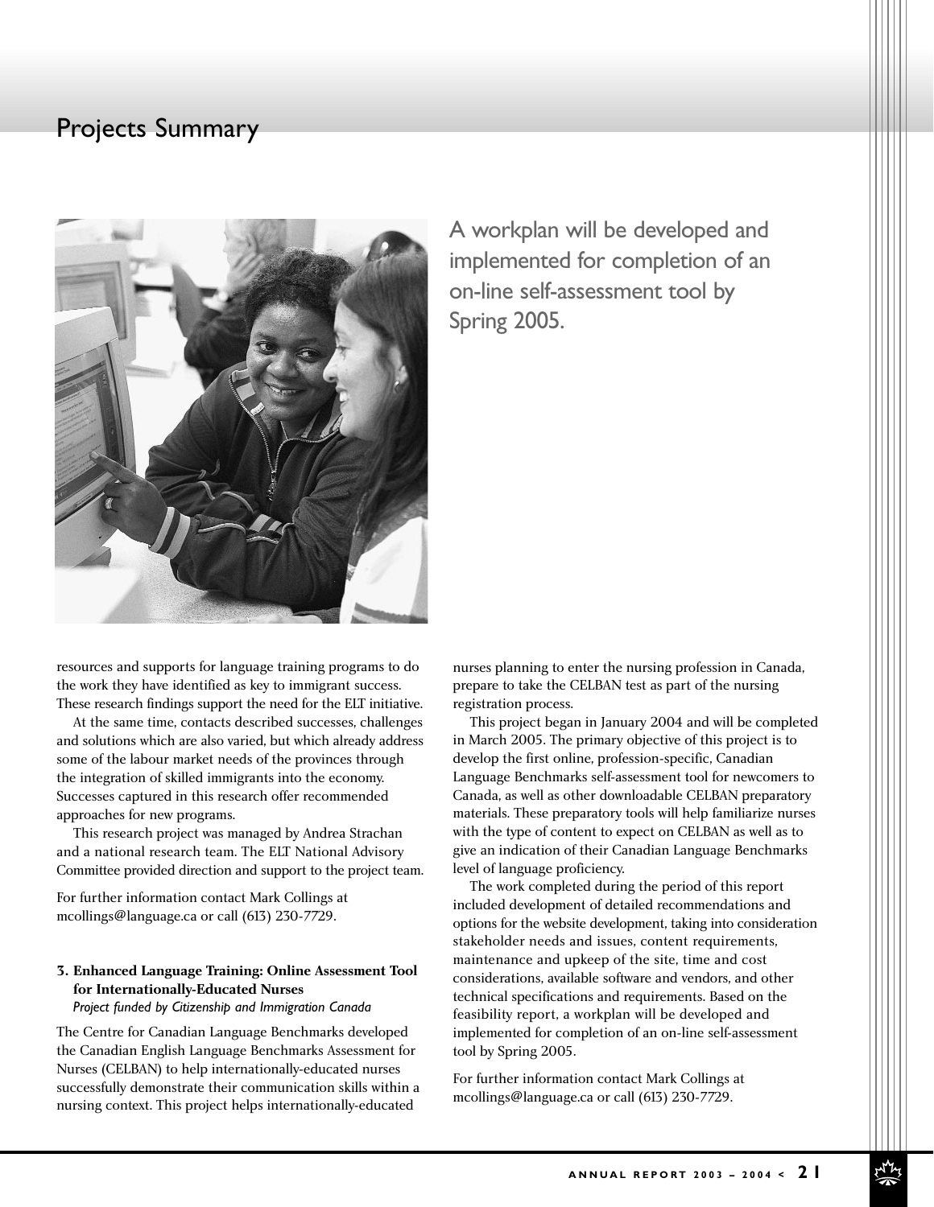# Projects Summary

A workplan will be developed and implemented for completion of an on-line self-assessment tool by Spring 2005.

resources and supports for language training programs to do the work they have identified as key to immigrant success. These research findings support the need for the ELT initiative.

At the same time, contacts described successes, challenges and solutions which are also varied, but which already address some of the labour market needs of the provinces through the integration of skilled immigrants into the economy. Successes captured in this research offer recommended approaches for new programs.

This research project was managed by Andrea Strachan and a national research team. The ELT National Advisory Committee provided direction and support to the project team.

For further information contact Mark Collings at mcollings@language.ca or call (613) 230-7729.

### 3. Enhanced Language Training: Online Assessment Tool for Internationally-Educated Nurses

*Project funded by Citizenship and Immigration Canada*

The Centre for Canadian Language Benchmarks developed the Canadian English Language Benchmarks Assessment for Nurses (CELBAN) to help internationally-educated nurses successfully demonstrate their communication skills within a nursing context. This project helps internationally-educated nurses planning to enter the nursing profession in Canada, prepare to take the CELBAN test as part of the nursing registration process.

This project began in January 2004 and will be completed in March 2005. The primary objective of this project is to develop the first online, profession-specific, Canadian Language Benchmarks self-assessment tool for newcomers to Canada, as well as other downloadable CELBAN preparatory materials. These preparatory tools will help familiarize nurses with the type of content to expect on CELBAN as well as to give an indication of their Canadian Language Benchmarks level of language proficiency.

The work completed during the period of this report included development of detailed recommendations and options for the website development, taking into consideration stakeholder needs and issues, content requirements, maintenance and upkeep of the site, time and cost considerations, available software and vendors, and other technical specifications and requirements. Based on the feasibility report, a workplan will be developed and implemented for completion of an on-line self-assessment tool by Spring 2005.

For further information contact Mark Collings at mcollings@language.ca or call (613) 230-7729.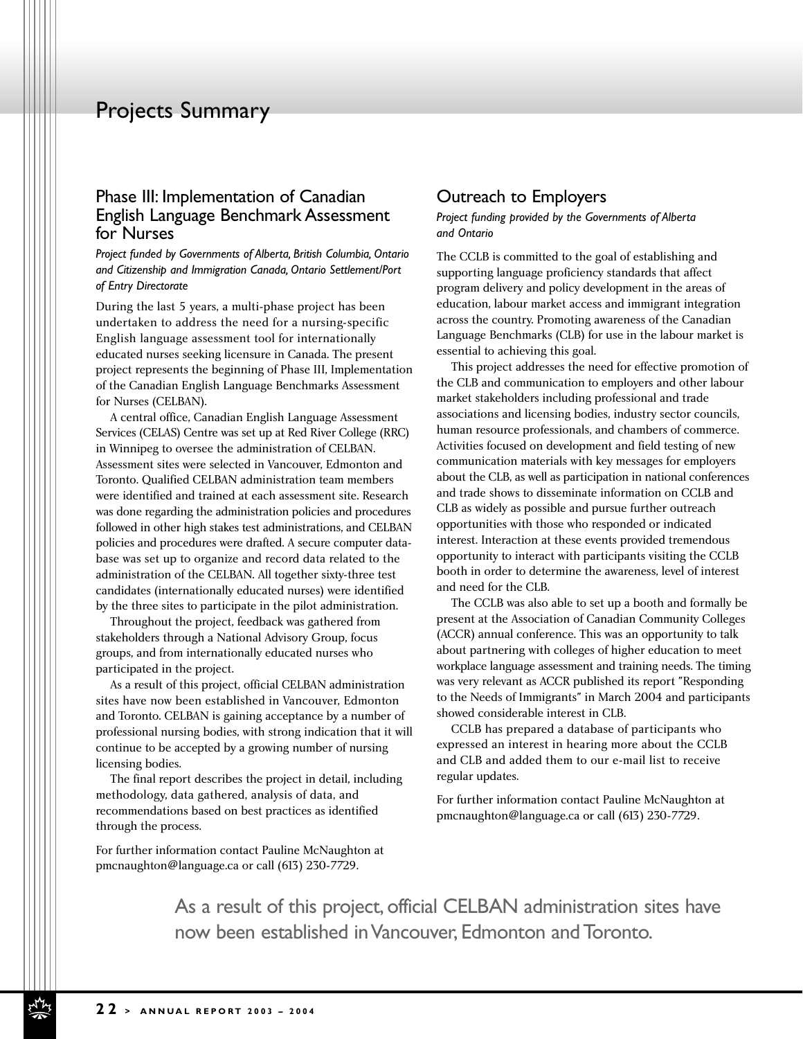# Projects Summary

## Phase III: Implementation of Canadian English Language Benchmark Assessment for Nurses

*Project funded by Governments of Alberta, British Columbia, Ontario and Citizenship and Immigration Canada, Ontario Settlement/Port of Entry Directorate*

During the last 5 years, a multi-phase project has been undertaken to address the need for a nursing-specific English language assessment tool for internationally educated nurses seeking licensure in Canada. The present project represents the beginning of Phase III, Implementation of the Canadian English Language Benchmarks Assessment for Nurses (CELBAN).

A central office, Canadian English Language Assessment Services (CELAS) Centre was set up at Red River College (RRC) in Winnipeg to oversee the administration of CELBAN. Assessment sites were selected in Vancouver, Edmonton and Toronto. Qualified CELBAN administration team members were identified and trained at each assessment site. Research was done regarding the administration policies and procedures followed in other high stakes test administrations, and CELBAN policies and procedures were drafted. A secure computer database was set up to organize and record data related to the administration of the CELBAN. All together sixty-three test candidates (internationally educated nurses) were identified by the three sites to participate in the pilot administration.

Throughout the project, feedback was gathered from stakeholders through a National Advisory Group, focus groups, and from internationally educated nurses who participated in the project.

As a result of this project, official CELBAN administration sites have now been established in Vancouver, Edmonton and Toronto. CELBAN is gaining acceptance by a number of professional nursing bodies, with strong indication that it will continue to be accepted by a growing number of nursing licensing bodies.

The final report describes the project in detail, including methodology, data gathered, analysis of data, and recommendations based on best practices as identified through the process.

For further information contact Pauline McNaughton at pmcnaughton@language.ca or call (613) 230-7729.

## Outreach to Employers

*Project funding provided by the Governments of Alberta and Ontario*

The CCLB is committed to the goal of establishing and supporting language proficiency standards that affect program delivery and policy development in the areas of education, labour market access and immigrant integration across the country. Promoting awareness of the Canadian Language Benchmarks (CLB) for use in the labour market is essential to achieving this goal.

This project addresses the need for effective promotion of the CLB and communication to employers and other labour market stakeholders including professional and trade associations and licensing bodies, industry sector councils, human resource professionals, and chambers of commerce. Activities focused on development and field testing of new communication materials with key messages for employers about the CLB, as well as participation in national conferences and trade shows to disseminate information on CCLB and CLB as widely as possible and pursue further outreach opportunities with those who responded or indicated interest. Interaction at these events provided tremendous opportunity to interact with participants visiting the CCLB booth in order to determine the awareness, level of interest and need for the CLB.

The CCLB was also able to set up a booth and formally be present at the Association of Canadian Community Colleges (ACCR) annual conference. This was an opportunity to talk about partnering with colleges of higher education to meet workplace language assessment and training needs. The timing was very relevant as ACCR published its report "Responding to the Needs of Immigrants" in March 2004 and participants showed considerable interest in CLB.

CCLB has prepared a database of participants who expressed an interest in hearing more about the CCLB and CLB and added them to our e-mail list to receive regular updates.

For further information contact Pauline McNaughton at pmcnaughton@language.ca or call (613) 230-7729.

> As a result of this project, official CELBAN administration sites have now been established in Vancouver, Edmonton and Toronto.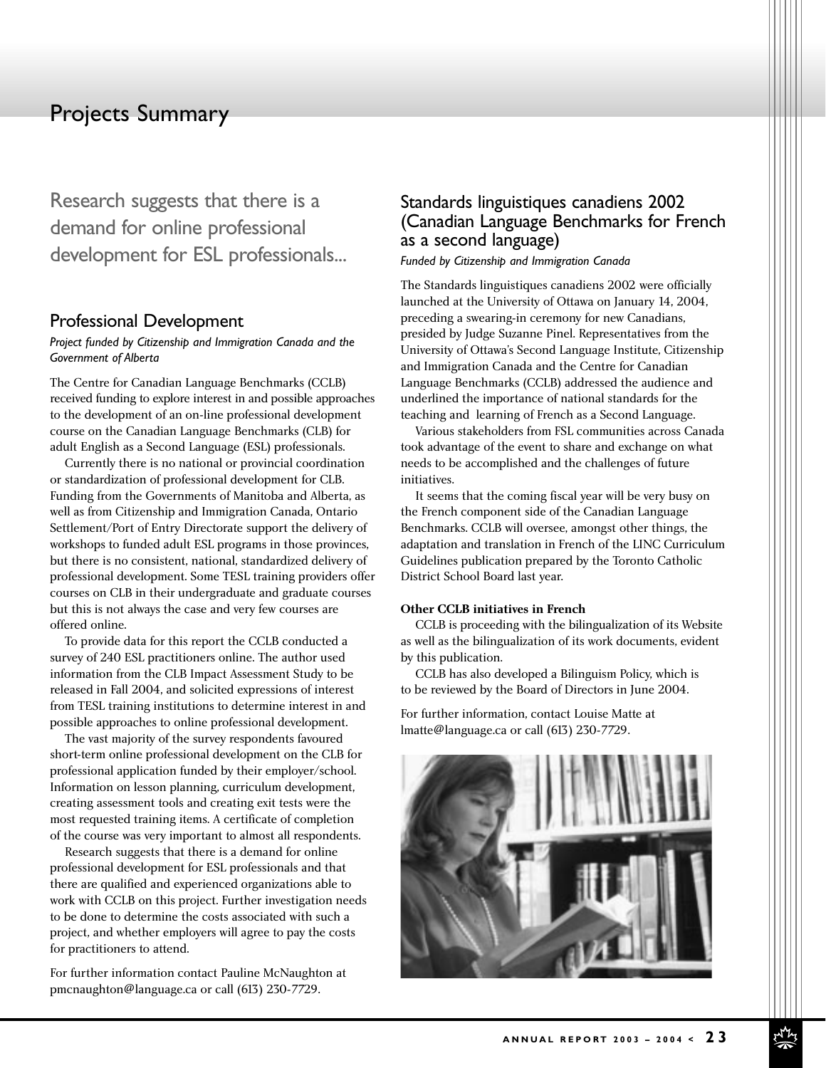# Projects Summary

Research suggests that there is a demand for online professional development for ESL professionals...

## Professional Development

*Project funded by Citizenship and Immigration Canada and the Government of Alberta*

The Centre for Canadian Language Benchmarks (CCLB) received funding to explore interest in and possible approaches to the development of an on-line professional development course on the Canadian Language Benchmarks (CLB) for adult English as a Second Language (ESL) professionals.

Currently there is no national or provincial coordination or standardization of professional development for CLB. Funding from the Governments of Manitoba and Alberta, as well as from Citizenship and Immigration Canada, Ontario Settlement/Port of Entry Directorate support the delivery of workshops to funded adult ESL programs in those provinces, but there is no consistent, national, standardized delivery of professional development. Some TESL training providers offer courses on CLB in their undergraduate and graduate courses but this is not always the case and very few courses are offered online.

To provide data for this report the CCLB conducted a survey of 240 ESL practitioners online. The author used information from the CLB Impact Assessment Study to be released in Fall 2004, and solicited expressions of interest from TESL training institutions to determine interest in and possible approaches to online professional development.

The vast majority of the survey respondents favoured short-term online professional development on the CLB for professional application funded by their employer/school. Information on lesson planning, curriculum development, creating assessment tools and creating exit tests were the most requested training items. A certificate of completion of the course was very important to almost all respondents.

Research suggests that there is a demand for online professional development for ESL professionals and that there are qualified and experienced organizations able to work with CCLB on this project. Further investigation needs to be done to determine the costs associated with such a project, and whether employers will agree to pay the costs for practitioners to attend.

For further information contact Pauline McNaughton at pmcnaughton@language.ca or call (613) 230-7729.

## Standards linguistiques canadiens 2002 (Canadian Language Benchmarks for French as a second language)

*Funded by Citizenship and Immigration Canada*

The Standards linguistiques canadiens 2002 were officially launched at the University of Ottawa on January 14, 2004, preceding a swearing-in ceremony for new Canadians, presided by Judge Suzanne Pinel. Representatives from the University of Ottawa's Second Language Institute, Citizenship and Immigration Canada and the Centre for Canadian Language Benchmarks (CCLB) addressed the audience and underlined the importance of national standards for the teaching and learning of French as a Second Language.

Various stakeholders from FSL communities across Canada took advantage of the event to share and exchange on what needs to be accomplished and the challenges of future initiatives.

It seems that the coming fiscal year will be very busy on the French component side of the Canadian Language Benchmarks. CCLB will oversee, amongst other things, the adaptation and translation in French of the LINC Curriculum Guidelines publication prepared by the Toronto Catholic District School Board last year.

**Other CCLB initiatives in French**

CCLB is proceeding with the bilingualization of its Website as well as the bilingualization of its work documents, evident by this publication.

CCLB has also developed a Bilinguism Policy, which is to be reviewed by the Board of Directors in June 2004.

For further information, contact Louise Matte at lmatte@language.ca or call (613) 230-7729.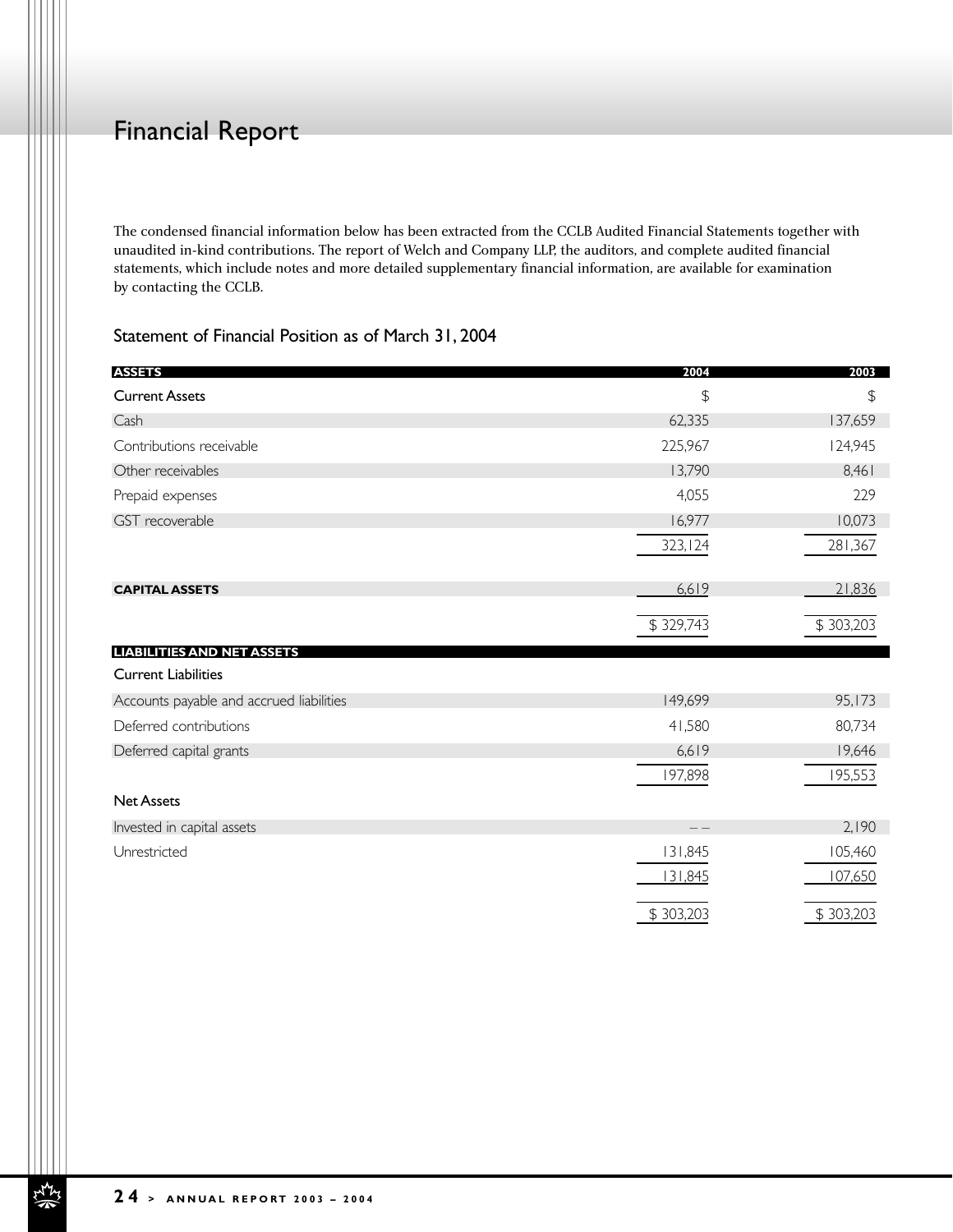# Financial Report

The condensed financial information below has been extracted from the CCLB Audited Financial Statements together with unaudited in-kind contributions. The report of Welch and Company LLP, the auditors, and complete audited financial statements, which include notes and more detailed supplementary financial information, are available for examination by contacting the CCLB.

## Statement of Financial Position as of March 31, 2004

| **ASSETS** | **2004** | **2003** |
|---|---|---|
| **Current Assets** | $ | $ |
| Cash | 62,335 | 137,659 |
| Contributions receivable | 225,967 | 124,945 |
| Other receivables | 13,790 | 8,461 |
| Prepaid expenses | 4,055 | 229 |
| GST recoverable | 16,977 | 10,073 |
| | 323,124 | 281,367 |
| **CAPITAL ASSETS** | 6,619 | 21,836 |
| | $ 329,743 | $ 303,203 |
| **LIABILITIES AND NET ASSETS** | | |
| **Current Liabilities** | | |
| Accounts payable and accrued liabilities | 149,699 | 95,173 |
| Deferred contributions | 41,580 | 80,734 |
| Deferred capital grants | 6,619 | 19,646 |
| | 197,898 | 195,553 |
| **Net Assets** | | |
| Invested in capital assets | – – | 2,190 |
| Unrestricted | 131,845 | 105,460 |
| | 131,845 | 107,650 |
| | $ 303,203 | $ 303,203 |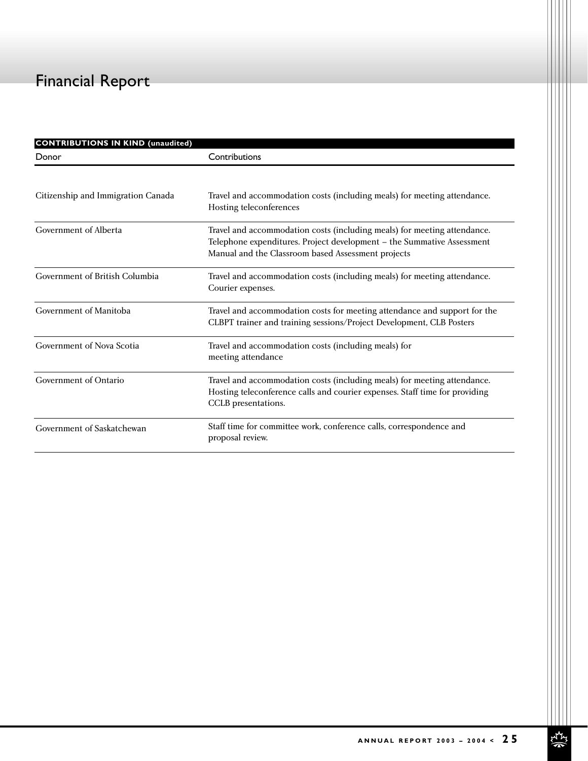# Financial Report

**CONTRIBUTIONS IN KIND (unaudited)**

| Donor | Contributions |
|---|---|
| Citizenship and Immigration Canada | Travel and accommodation costs (including meals) for meeting attendance. Hosting teleconferences |
| Government of Alberta | Travel and accommodation costs (including meals) for meeting attendance. Telephone expenditures. Project development – the Summative Assessment Manual and the Classroom based Assessment projects |
| Government of British Columbia | Travel and accommodation costs (including meals) for meeting attendance. Courier expenses. |
| Government of Manitoba | Travel and accommodation costs for meeting attendance and support for the CLBPT trainer and training sessions/Project Development, CLB Posters |
| Government of Nova Scotia | Travel and accommodation costs (including meals) for meeting attendance |
| Government of Ontario | Travel and accommodation costs (including meals) for meeting attendance. Hosting teleconference calls and courier expenses. Staff time for providing CCLB presentations. |
| Government of Saskatchewan | Staff time for committee work, conference calls, correspondence and proposal review. |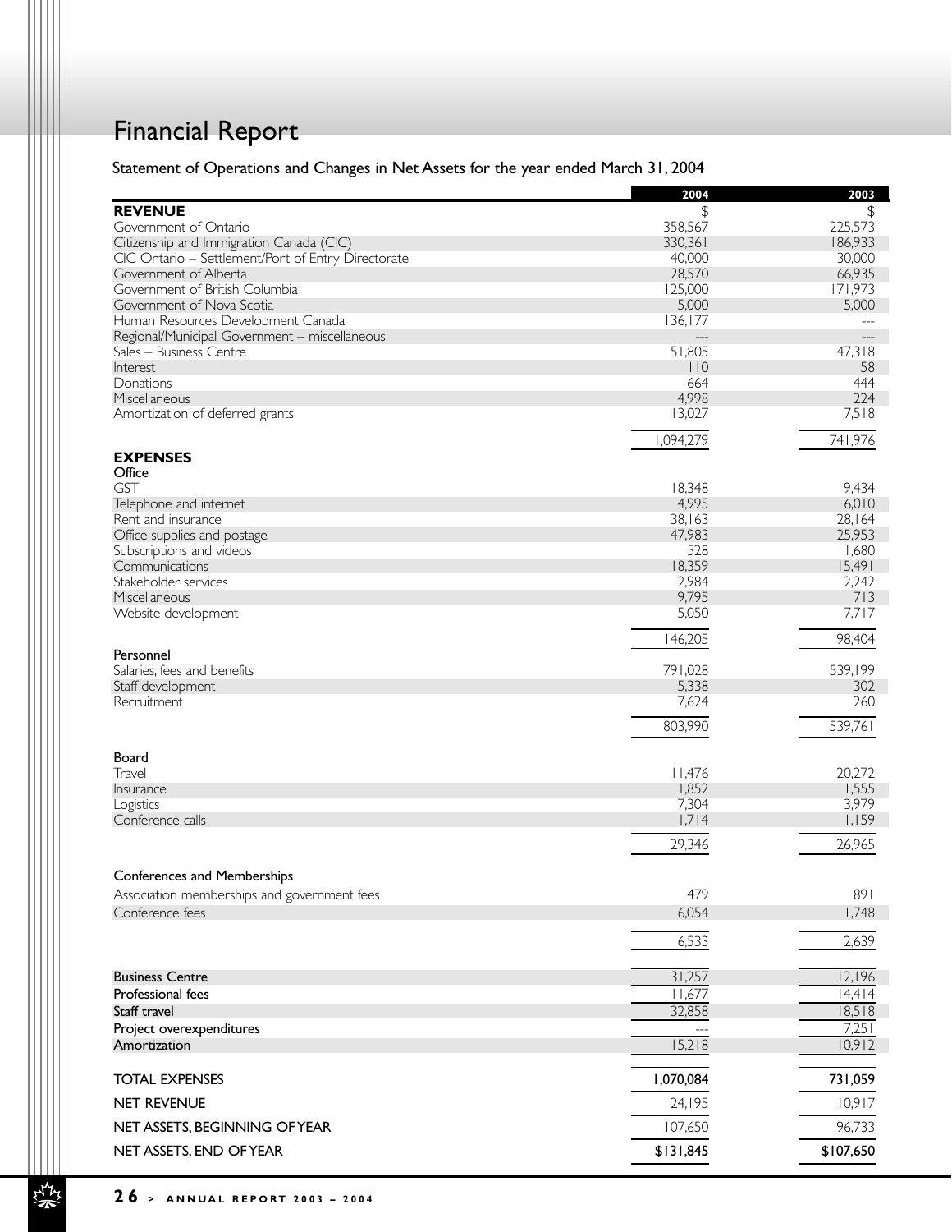# Financial Report

## Statement of Operations and Changes in Net Assets for the year ended March 31, 2004

| | 2004 | 2003 |
|---|---|---|
| **REVENUE** | $ | $ |
| Government of Ontario | 358,567 | 225,573 |
| Citizenship and Immigration Canada (CIC) | 330,361 | 186,933 |
| CIC Ontario – Settlement/Port of Entry Directorate | 40,000 | 30,000 |
| Government of Alberta | 28,570 | 66,935 |
| Government of British Columbia | 125,000 | 171,973 |
| Government of Nova Scotia | 5,000 | 5,000 |
| Human Resources Development Canada | 136,177 | --- |
| Regional/Municipal Government – miscellaneous | --- | --- |
| Sales – Business Centre | 51,805 | 47,318 |
| Interest | 110 | 58 |
| Donations | 664 | 444 |
| Miscellaneous | 4,998 | 224 |
| Amortization of deferred grants | 13,027 | 7,518 |
| | 1,094,279 | 741,976 |
| **EXPENSES** | | |
| **Office** | | |
| GST | 18,348 | 9,434 |
| Telephone and internet | 4,995 | 6,010 |
| Rent and insurance | 38,163 | 28,164 |
| Office supplies and postage | 47,983 | 25,953 |
| Subscriptions and videos | 528 | 1,680 |
| Communications | 18,359 | 15,491 |
| Stakeholder services | 2,984 | 2,242 |
| Miscellaneous | 9,795 | 713 |
| Website development | 5,050 | 7,717 |
| | 146,205 | 98,404 |
| **Personnel** | | |
| Salaries, fees and benefits | 791,028 | 539,199 |
| Staff development | 5,338 | 302 |
| Recruitment | 7,624 | 260 |
| | 803,990 | 539,761 |
| **Board** | | |
| Travel | 11,476 | 20,272 |
| Insurance | 1,852 | 1,555 |
| Logistics | 7,304 | 3,979 |
| Conference calls | 1,714 | 1,159 |
| | 29,346 | 26,965 |
| **Conferences and Memberships** | | |
| Association memberships and government fees | 479 | 891 |
| Conference fees | 6,054 | 1,748 |
| | 6,533 | 2,639 |
| **Business Centre** | 31,257 | 12,196 |
| **Professional fees** | 11,677 | 14,414 |
| **Staff travel** | 32,858 | 18,518 |
| **Project overexpenditures** | --- | 7,251 |
| **Amortization** | 15,218 | 10,912 |
| **TOTAL EXPENSES** | **1,070,084** | **731,059** |
| NET REVENUE | 24,195 | 10,917 |
| NET ASSETS, BEGINNING OF YEAR | 107,650 | 96,733 |
| NET ASSETS, END OF YEAR | **$131,845** | **$107,650** |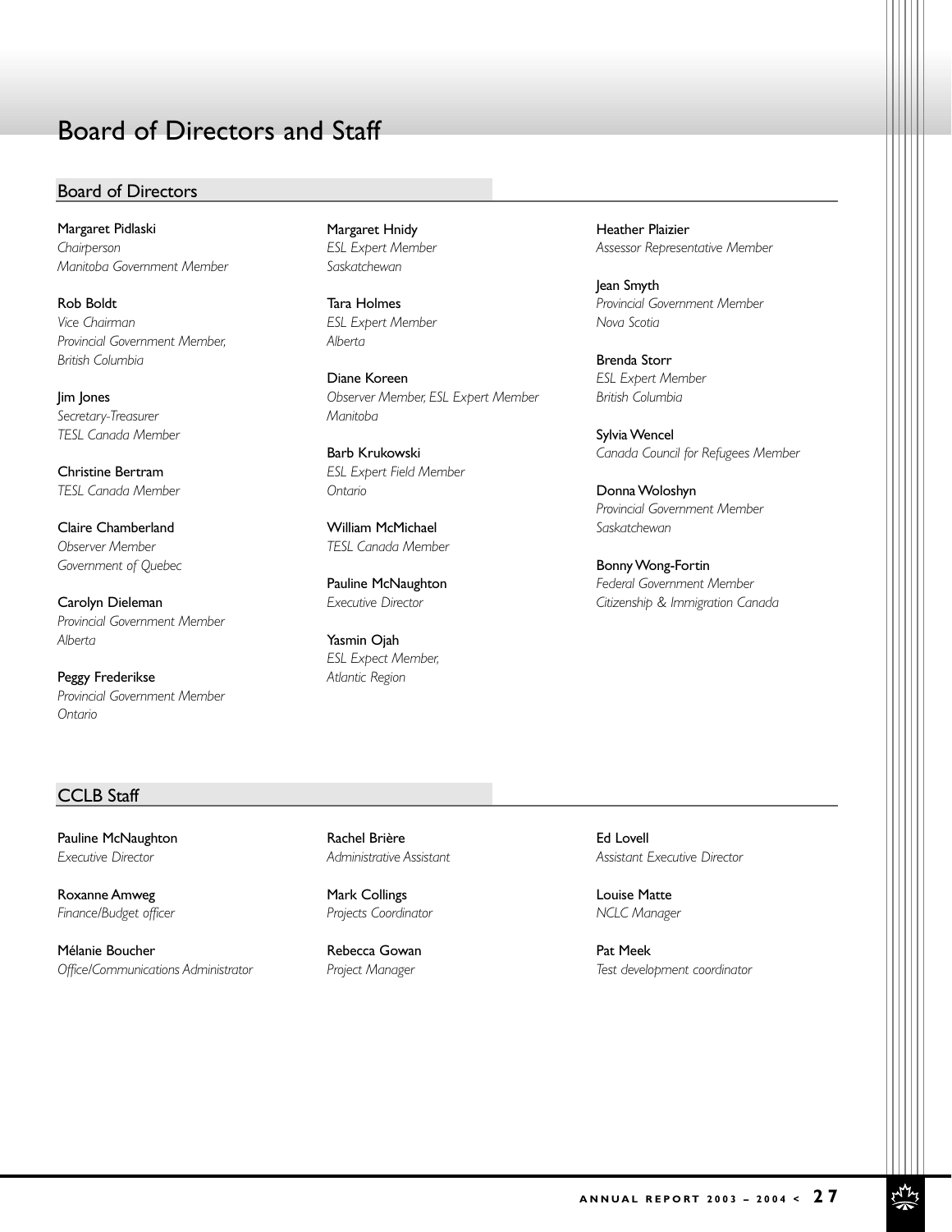# Board of Directors and Staff

## Board of Directors

Margaret Pidlaski
*Chairperson*
*Manitoba Government Member*

Rob Boldt
*Vice Chairman*
*Provincial Government Member, British Columbia*

Jim Jones
*Secretary-Treasurer*
*TESL Canada Member*

Christine Bertram
*TESL Canada Member*

Claire Chamberland
*Observer Member*
*Government of Quebec*

Carolyn Dieleman
*Provincial Government Member*
*Alberta*

Peggy Frederikse
*Provincial Government Member*
*Ontario*

Margaret Hnidy
*ESL Expert Member*
*Saskatchewan*

Tara Holmes
*ESL Expert Member*
*Alberta*

Diane Koreen
*Observer Member, ESL Expert Member*
*Manitoba*

Barb Krukowski
*ESL Expert Field Member*
*Ontario*

William McMichael
*TESL Canada Member*

Pauline McNaughton
*Executive Director*

Yasmin Ojah
*ESL Expect Member,*
*Atlantic Region*

Heather Plaizier
*Assessor Representative Member*

Jean Smyth
*Provincial Government Member*
*Nova Scotia*

Brenda Storr
*ESL Expert Member*
*British Columbia*

Sylvia Wencel
*Canada Council for Refugees Member*

Donna Woloshyn
*Provincial Government Member*
*Saskatchewan*

Bonny Wong-Fortin
*Federal Government Member*
*Citizenship & Immigration Canada*

## CCLB Staff

Pauline McNaughton
*Executive Director*

Roxanne Amweg
*Finance/Budget officer*

Mélanie Boucher
*Office/Communications Administrator*

Rachel Brière
*Administrative Assistant*

Mark Collings
*Projects Coordinator*

Rebecca Gowan
*Project Manager*

Ed Lovell
*Assistant Executive Director*

Louise Matte
*NCLC Manager*

Pat Meek
*Test development coordinator*